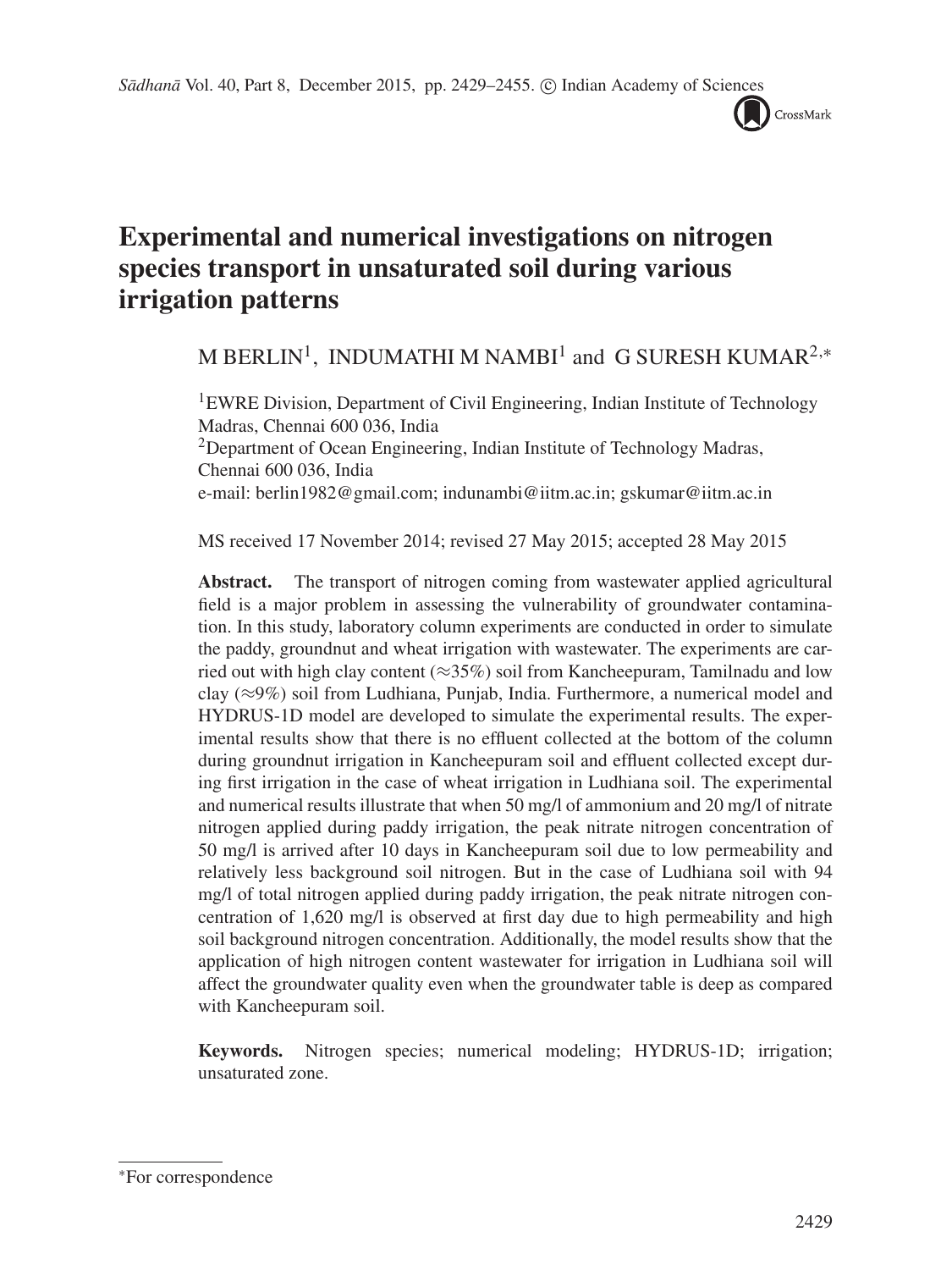# Experimental and numerical investigations on nitrogen species transport in unsaturated soil during various irrigation patterns

M BERLIN[1], INDUMATHI M NAMBI[1] and G SURESH KUMAR[2,*]

[1]EWRE Division, Department of Civil Engineering, Indian Institute of Technology Madras, Chennai 600 036, India
[2]Department of Ocean Engineering, Indian Institute of Technology Madras, Chennai 600 036, India
e-mail: berlin1982@gmail.com; indunambi@iitm.ac.in; gskumar@iitm.ac.in

MS received 17 November 2014; revised 27 May 2015; accepted 28 May 2015

**Abstract.** The transport of nitrogen coming from wastewater applied agricultural field is a major problem in assessing the vulnerability of groundwater contamination. In this study, laboratory column experiments are conducted in order to simulate the paddy, groundnut and wheat irrigation with wastewater. The experiments are carried out with high clay content (≈35%) soil from Kancheepuram, Tamilnadu and low clay (≈9%) soil from Ludhiana, Punjab, India. Furthermore, a numerical model and HYDRUS-1D model are developed to simulate the experimental results. The experimental results show that there is no effluent collected at the bottom of the column during groundnut irrigation in Kancheepuram soil and effluent collected except during first irrigation in the case of wheat irrigation in Ludhiana soil. The experimental and numerical results illustrate that when 50 mg/l of ammonium and 20 mg/l of nitrate nitrogen applied during paddy irrigation, the peak nitrate nitrogen concentration of 50 mg/l is arrived after 10 days in Kancheepuram soil due to low permeability and relatively less background soil nitrogen. But in the case of Ludhiana soil with 94 mg/l of total nitrogen applied during paddy irrigation, the peak nitrate nitrogen concentration of 1,620 mg/l is observed at first day due to high permeability and high soil background nitrogen concentration. Additionally, the model results show that the application of high nitrogen content wastewater for irrigation in Ludhiana soil will affect the groundwater quality even when the groundwater table is deep as compared with Kancheepuram soil.

**Keywords.** Nitrogen species; numerical modeling; HYDRUS-1D; irrigation; unsaturated zone.

---

*For correspondence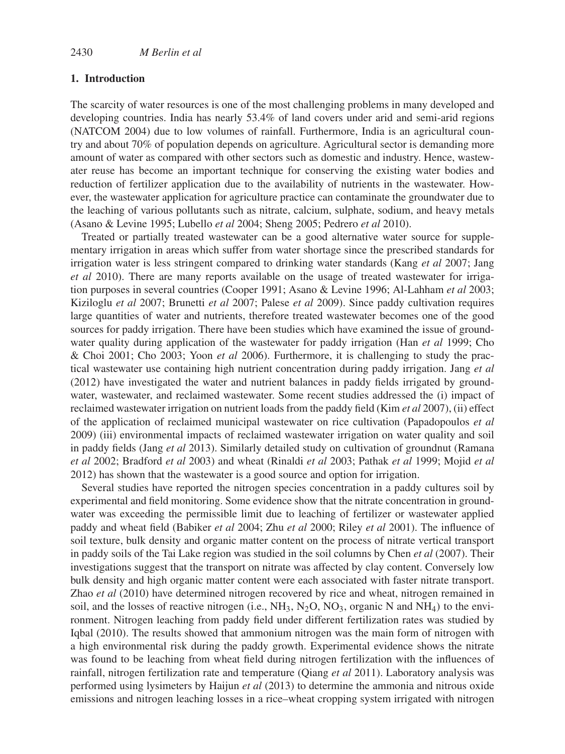## 1. Introduction

The scarcity of water resources is one of the most challenging problems in many developed and developing countries. India has nearly 53.4% of land covers under arid and semi-arid regions (NATCOM 2004) due to low volumes of rainfall. Furthermore, India is an agricultural country and about 70% of population depends on agriculture. Agricultural sector is demanding more amount of water as compared with other sectors such as domestic and industry. Hence, wastewater reuse has become an important technique for conserving the existing water bodies and reduction of fertilizer application due to the availability of nutrients in the wastewater. However, the wastewater application for agriculture practice can contaminate the groundwater due to the leaching of various pollutants such as nitrate, calcium, sulphate, sodium, and heavy metals (Asano & Levine 1995; Lubello *et al* 2004; Sheng 2005; Pedrero *et al* 2010).

Treated or partially treated wastewater can be a good alternative water source for supplementary irrigation in areas which suffer from water shortage since the prescribed standards for irrigation water is less stringent compared to drinking water standards (Kang *et al* 2007; Jang *et al* 2010). There are many reports available on the usage of treated wastewater for irrigation purposes in several countries (Cooper 1991; Asano & Levine 1996; Al-Lahham *et al* 2003; Kiziloglu *et al* 2007; Brunetti *et al* 2007; Palese *et al* 2009). Since paddy cultivation requires large quantities of water and nutrients, therefore treated wastewater becomes one of the good sources for paddy irrigation. There have been studies which have examined the issue of groundwater quality during application of the wastewater for paddy irrigation (Han *et al* 1999; Cho & Choi 2001; Cho 2003; Yoon *et al* 2006). Furthermore, it is challenging to study the practical wastewater use containing high nutrient concentration during paddy irrigation. Jang *et al* (2012) have investigated the water and nutrient balances in paddy fields irrigated by groundwater, wastewater, and reclaimed wastewater. Some recent studies addressed the (i) impact of reclaimed wastewater irrigation on nutrient loads from the paddy field (Kim *et al* 2007), (ii) effect of the application of reclaimed municipal wastewater on rice cultivation (Papadopoulos *et al* 2009) (iii) environmental impacts of reclaimed wastewater irrigation on water quality and soil in paddy fields (Jang *et al* 2013). Similarly detailed study on cultivation of groundnut (Ramana *et al* 2002; Bradford *et al* 2003) and wheat (Rinaldi *et al* 2003; Pathak *et al* 1999; Mojid *et al* 2012) has shown that the wastewater is a good source and option for irrigation.

Several studies have reported the nitrogen species concentration in a paddy cultures soil by experimental and field monitoring. Some evidence show that the nitrate concentration in groundwater was exceeding the permissible limit due to leaching of fertilizer or wastewater applied paddy and wheat field (Babiker *et al* 2004; Zhu *et al* 2000; Riley *et al* 2001). The influence of soil texture, bulk density and organic matter content on the process of nitrate vertical transport in paddy soils of the Tai Lake region was studied in the soil columns by Chen *et al* (2007). Their investigations suggest that the transport on nitrate was affected by clay content. Conversely low bulk density and high organic matter content were each associated with faster nitrate transport. Zhao *et al* (2010) have determined nitrogen recovered by rice and wheat, nitrogen remained in soil, and the losses of reactive nitrogen (i.e., $NH_3$, $N_2O$, $NO_3$, organic N and $NH_4$) to the environment. Nitrogen leaching from paddy field under different fertilization rates was studied by Iqbal (2010). The results showed that ammonium nitrogen was the main form of nitrogen with a high environmental risk during the paddy growth. Experimental evidence shows the nitrate was found to be leaching from wheat field during nitrogen fertilization with the influences of rainfall, nitrogen fertilization rate and temperature (Qiang *et al* 2011). Laboratory analysis was performed using lysimeters by Haijun *et al* (2013) to determine the ammonia and nitrous oxide emissions and nitrogen leaching losses in a rice–wheat cropping system irrigated with nitrogen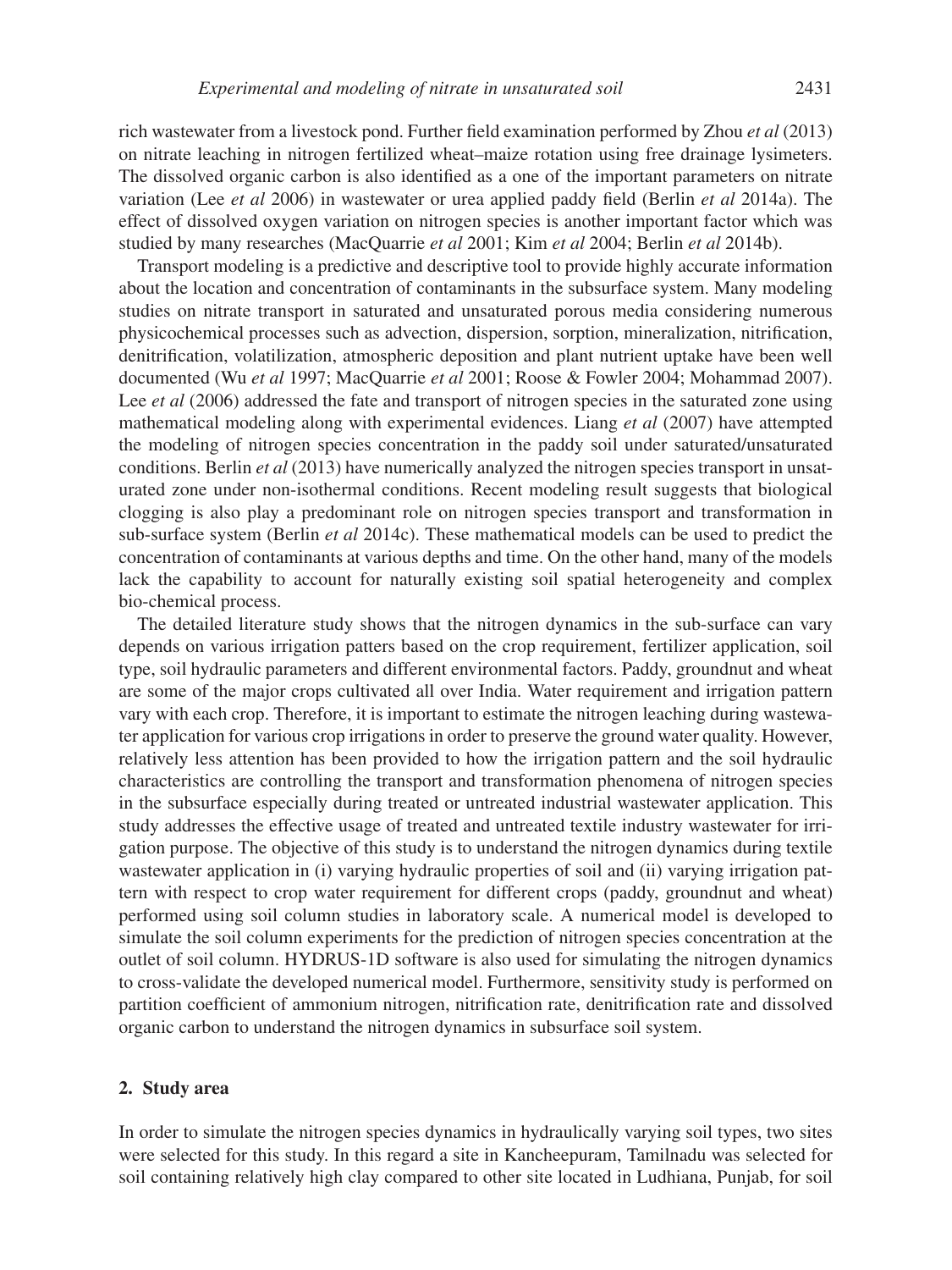rich wastewater from a livestock pond. Further field examination performed by Zhou *et al* (2013) on nitrate leaching in nitrogen fertilized wheat–maize rotation using free drainage lysimeters. The dissolved organic carbon is also identified as a one of the important parameters on nitrate variation (Lee *et al* 2006) in wastewater or urea applied paddy field (Berlin *et al* 2014a). The effect of dissolved oxygen variation on nitrogen species is another important factor which was studied by many researches (MacQuarrie *et al* 2001; Kim *et al* 2004; Berlin *et al* 2014b).

Transport modeling is a predictive and descriptive tool to provide highly accurate information about the location and concentration of contaminants in the subsurface system. Many modeling studies on nitrate transport in saturated and unsaturated porous media considering numerous physicochemical processes such as advection, dispersion, sorption, mineralization, nitrification, denitrification, volatilization, atmospheric deposition and plant nutrient uptake have been well documented (Wu *et al* 1997; MacQuarrie *et al* 2001; Roose & Fowler 2004; Mohammad 2007). Lee *et al* (2006) addressed the fate and transport of nitrogen species in the saturated zone using mathematical modeling along with experimental evidences. Liang *et al* (2007) have attempted the modeling of nitrogen species concentration in the paddy soil under saturated/unsaturated conditions. Berlin *et al* (2013) have numerically analyzed the nitrogen species transport in unsaturated zone under non-isothermal conditions. Recent modeling result suggests that biological clogging is also play a predominant role on nitrogen species transport and transformation in sub-surface system (Berlin *et al* 2014c). These mathematical models can be used to predict the concentration of contaminants at various depths and time. On the other hand, many of the models lack the capability to account for naturally existing soil spatial heterogeneity and complex bio-chemical process.

The detailed literature study shows that the nitrogen dynamics in the sub-surface can vary depends on various irrigation patters based on the crop requirement, fertilizer application, soil type, soil hydraulic parameters and different environmental factors. Paddy, groundnut and wheat are some of the major crops cultivated all over India. Water requirement and irrigation pattern vary with each crop. Therefore, it is important to estimate the nitrogen leaching during wastewater application for various crop irrigations in order to preserve the ground water quality. However, relatively less attention has been provided to how the irrigation pattern and the soil hydraulic characteristics are controlling the transport and transformation phenomena of nitrogen species in the subsurface especially during treated or untreated industrial wastewater application. This study addresses the effective usage of treated and untreated textile industry wastewater for irrigation purpose. The objective of this study is to understand the nitrogen dynamics during textile wastewater application in (i) varying hydraulic properties of soil and (ii) varying irrigation pattern with respect to crop water requirement for different crops (paddy, groundnut and wheat) performed using soil column studies in laboratory scale. A numerical model is developed to simulate the soil column experiments for the prediction of nitrogen species concentration at the outlet of soil column. HYDRUS-1D software is also used for simulating the nitrogen dynamics to cross-validate the developed numerical model. Furthermore, sensitivity study is performed on partition coefficient of ammonium nitrogen, nitrification rate, denitrification rate and dissolved organic carbon to understand the nitrogen dynamics in subsurface soil system.

## 2. Study area

In order to simulate the nitrogen species dynamics in hydraulically varying soil types, two sites were selected for this study. In this regard a site in Kancheepuram, Tamilnadu was selected for soil containing relatively high clay compared to other site located in Ludhiana, Punjab, for soil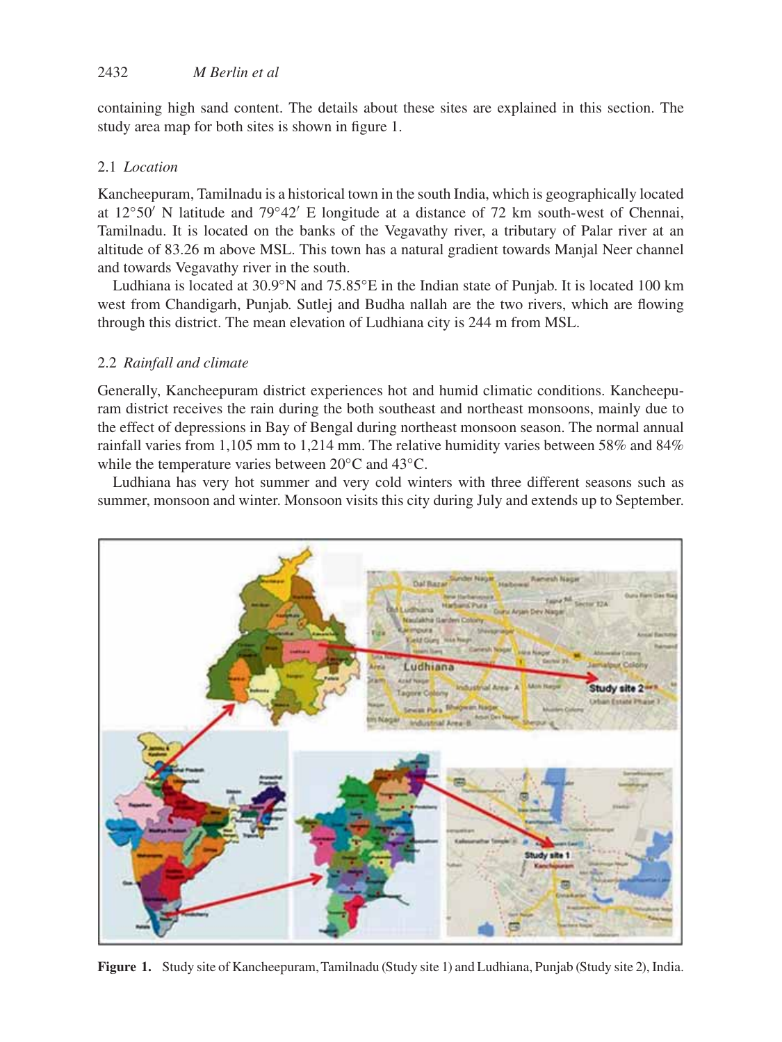containing high sand content. The details about these sites are explained in this section. The study area map for both sites is shown in figure 1.

### 2.1 *Location*

Kancheepuram, Tamilnadu is a historical town in the south India, which is geographically located at 12°50′ N latitude and 79°42′ E longitude at a distance of 72 km south-west of Chennai, Tamilnadu. It is located on the banks of the Vegavathy river, a tributary of Palar river at an altitude of 83.26 m above MSL. This town has a natural gradient towards Manjal Neer channel and towards Vegavathy river in the south.

Ludhiana is located at 30.9°N and 75.85°E in the Indian state of Punjab. It is located 100 km west from Chandigarh, Punjab. Sutlej and Budha nallah are the two rivers, which are flowing through this district. The mean elevation of Ludhiana city is 244 m from MSL.

### 2.2 *Rainfall and climate*

Generally, Kancheepuram district experiences hot and humid climatic conditions. Kancheepuram district receives the rain during the both southeast and northeast monsoons, mainly due to the effect of depressions in Bay of Bengal during northeast monsoon season. The normal annual rainfall varies from 1,105 mm to 1,214 mm. The relative humidity varies between 58% and 84% while the temperature varies between 20°C and 43°C.

Ludhiana has very hot summer and very cold winters with three different seasons such as summer, monsoon and winter. Monsoon visits this city during July and extends up to September.

**Figure 1.** Study site of Kancheepuram, Tamilnadu (Study site 1) and Ludhiana, Punjab (Study site 2), India.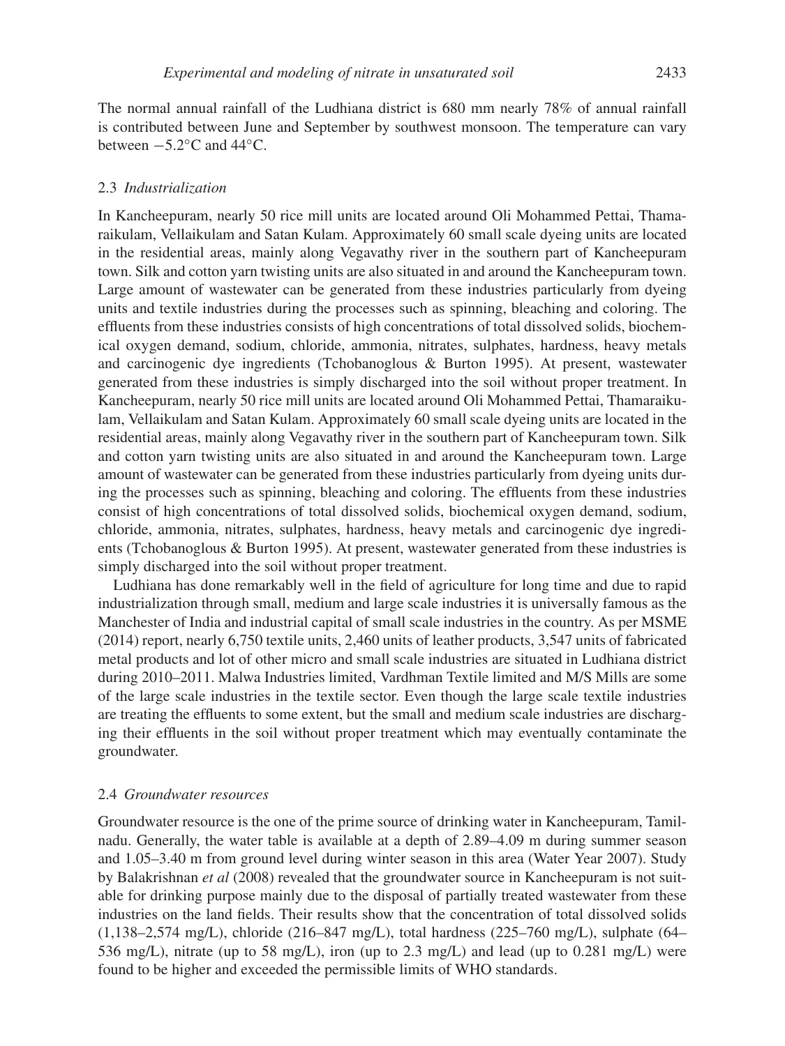The normal annual rainfall of the Ludhiana district is 680 mm nearly 78% of annual rainfall is contributed between June and September by southwest monsoon. The temperature can vary between −5.2°C and 44°C.

### 2.3 *Industrialization*

In Kancheepuram, nearly 50 rice mill units are located around Oli Mohammed Pettai, Thamaraikulam, Vellaikulam and Satan Kulam. Approximately 60 small scale dyeing units are located in the residential areas, mainly along Vegavathy river in the southern part of Kancheepuram town. Silk and cotton yarn twisting units are also situated in and around the Kancheepuram town. Large amount of wastewater can be generated from these industries particularly from dyeing units and textile industries during the processes such as spinning, bleaching and coloring. The effluents from these industries consists of high concentrations of total dissolved solids, biochemical oxygen demand, sodium, chloride, ammonia, nitrates, sulphates, hardness, heavy metals and carcinogenic dye ingredients (Tchobanoglous & Burton 1995). At present, wastewater generated from these industries is simply discharged into the soil without proper treatment. In Kancheepuram, nearly 50 rice mill units are located around Oli Mohammed Pettai, Thamaraikulam, Vellaikulam and Satan Kulam. Approximately 60 small scale dyeing units are located in the residential areas, mainly along Vegavathy river in the southern part of Kancheepuram town. Silk and cotton yarn twisting units are also situated in and around the Kancheepuram town. Large amount of wastewater can be generated from these industries particularly from dyeing units during the processes such as spinning, bleaching and coloring. The effluents from these industries consist of high concentrations of total dissolved solids, biochemical oxygen demand, sodium, chloride, ammonia, nitrates, sulphates, hardness, heavy metals and carcinogenic dye ingredients (Tchobanoglous & Burton 1995). At present, wastewater generated from these industries is simply discharged into the soil without proper treatment.

Ludhiana has done remarkably well in the field of agriculture for long time and due to rapid industrialization through small, medium and large scale industries it is universally famous as the Manchester of India and industrial capital of small scale industries in the country. As per MSME (2014) report, nearly 6,750 textile units, 2,460 units of leather products, 3,547 units of fabricated metal products and lot of other micro and small scale industries are situated in Ludhiana district during 2010–2011. Malwa Industries limited, Vardhman Textile limited and M/S Mills are some of the large scale industries in the textile sector. Even though the large scale textile industries are treating the effluents to some extent, but the small and medium scale industries are discharging their effluents in the soil without proper treatment which may eventually contaminate the groundwater.

### 2.4 *Groundwater resources*

Groundwater resource is the one of the prime source of drinking water in Kancheepuram, Tamilnadu. Generally, the water table is available at a depth of 2.89–4.09 m during summer season and 1.05–3.40 m from ground level during winter season in this area (Water Year 2007). Study by Balakrishnan *et al* (2008) revealed that the groundwater source in Kancheepuram is not suitable for drinking purpose mainly due to the disposal of partially treated wastewater from these industries on the land fields. Their results show that the concentration of total dissolved solids (1,138–2,574 mg/L), chloride (216–847 mg/L), total hardness (225–760 mg/L), sulphate (64–536 mg/L), nitrate (up to 58 mg/L), iron (up to 2.3 mg/L) and lead (up to 0.281 mg/L) were found to be higher and exceeded the permissible limits of WHO standards.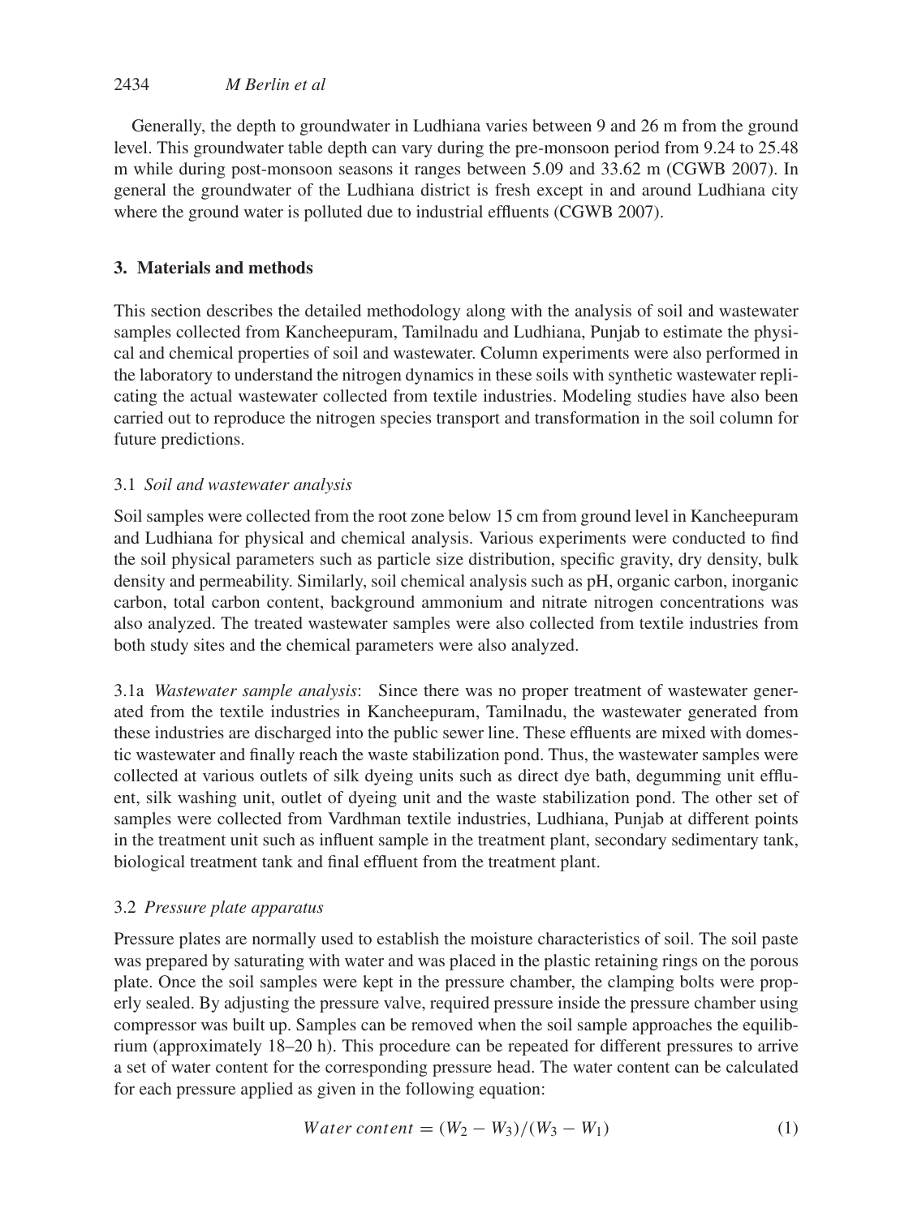Generally, the depth to groundwater in Ludhiana varies between 9 and 26 m from the ground level. This groundwater table depth can vary during the pre-monsoon period from 9.24 to 25.48 m while during post-monsoon seasons it ranges between 5.09 and 33.62 m (CGWB 2007). In general the groundwater of the Ludhiana district is fresh except in and around Ludhiana city where the ground water is polluted due to industrial effluents (CGWB 2007).

## 3. Materials and methods

This section describes the detailed methodology along with the analysis of soil and wastewater samples collected from Kancheepuram, Tamilnadu and Ludhiana, Punjab to estimate the physical and chemical properties of soil and wastewater. Column experiments were also performed in the laboratory to understand the nitrogen dynamics in these soils with synthetic wastewater replicating the actual wastewater collected from textile industries. Modeling studies have also been carried out to reproduce the nitrogen species transport and transformation in the soil column for future predictions.

### 3.1 *Soil and wastewater analysis*

Soil samples were collected from the root zone below 15 cm from ground level in Kancheepuram and Ludhiana for physical and chemical analysis. Various experiments were conducted to find the soil physical parameters such as particle size distribution, specific gravity, dry density, bulk density and permeability. Similarly, soil chemical analysis such as pH, organic carbon, inorganic carbon, total carbon content, background ammonium and nitrate nitrogen concentrations was also analyzed. The treated wastewater samples were also collected from textile industries from both study sites and the chemical parameters were also analyzed.

3.1a *Wastewater sample analysis*: Since there was no proper treatment of wastewater generated from the textile industries in Kancheepuram, Tamilnadu, the wastewater generated from these industries are discharged into the public sewer line. These effluents are mixed with domestic wastewater and finally reach the waste stabilization pond. Thus, the wastewater samples were collected at various outlets of silk dyeing units such as direct dye bath, degumming unit effluent, silk washing unit, outlet of dyeing unit and the waste stabilization pond. The other set of samples were collected from Vardhman textile industries, Ludhiana, Punjab at different points in the treatment unit such as influent sample in the treatment plant, secondary sedimentary tank, biological treatment tank and final effluent from the treatment plant.

### 3.2 *Pressure plate apparatus*

Pressure plates are normally used to establish the moisture characteristics of soil. The soil paste was prepared by saturating with water and was placed in the plastic retaining rings on the porous plate. Once the soil samples were kept in the pressure chamber, the clamping bolts were properly sealed. By adjusting the pressure valve, required pressure inside the pressure chamber using compressor was built up. Samples can be removed when the soil sample approaches the equilibrium (approximately 18–20 h). This procedure can be repeated for different pressures to arrive a set of water content for the corresponding pressure head. The water content can be calculated for each pressure applied as given in the following equation:

$$Water\ content = (W_2 - W_3)/(W_3 - W_1) \tag{1}$$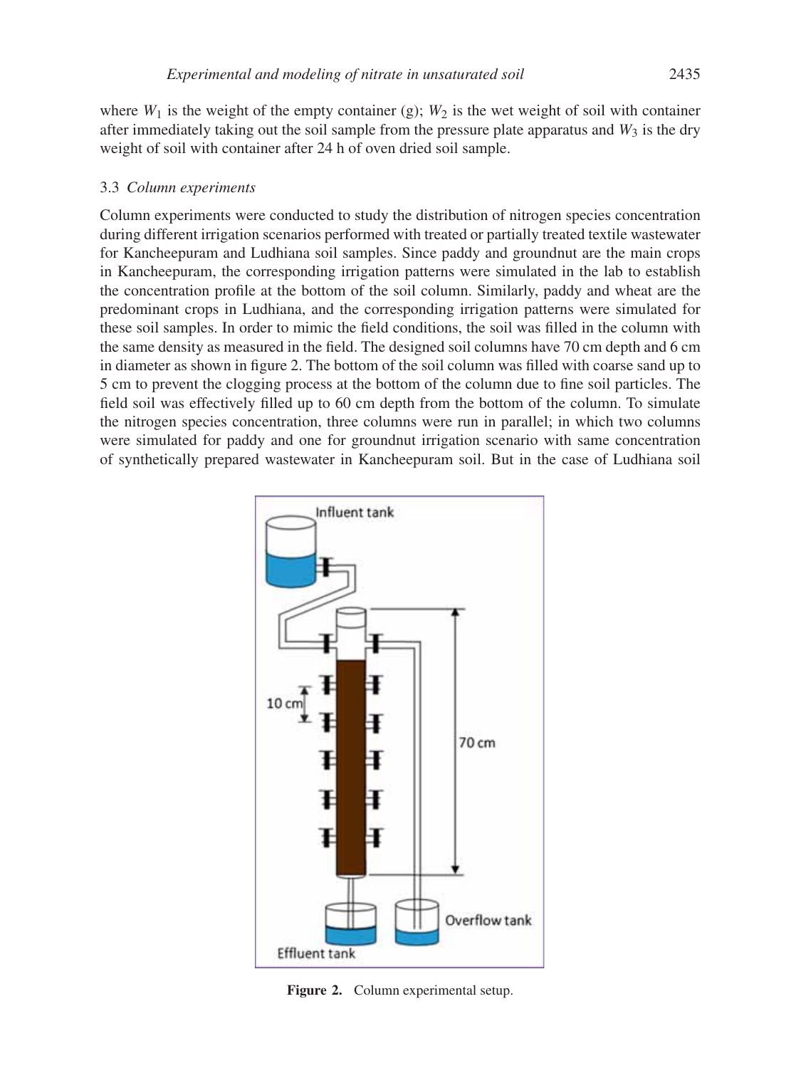where $W_1$ is the weight of the empty container (g); $W_2$ is the wet weight of soil with container after immediately taking out the soil sample from the pressure plate apparatus and $W_3$ is the dry weight of soil with container after 24 h of oven dried soil sample.

### 3.3 *Column experiments*

Column experiments were conducted to study the distribution of nitrogen species concentration during different irrigation scenarios performed with treated or partially treated textile wastewater for Kancheepuram and Ludhiana soil samples. Since paddy and groundnut are the main crops in Kancheepuram, the corresponding irrigation patterns were simulated in the lab to establish the concentration profile at the bottom of the soil column. Similarly, paddy and wheat are the predominant crops in Ludhiana, and the corresponding irrigation patterns were simulated for these soil samples. In order to mimic the field conditions, the soil was filled in the column with the same density as measured in the field. The designed soil columns have 70 cm depth and 6 cm in diameter as shown in figure 2. The bottom of the soil column was filled with coarse sand up to 5 cm to prevent the clogging process at the bottom of the column due to fine soil particles. The field soil was effectively filled up to 60 cm depth from the bottom of the column. To simulate the nitrogen species concentration, three columns were run in parallel; in which two columns were simulated for paddy and one for groundnut irrigation scenario with same concentration of synthetically prepared wastewater in Kancheepuram soil. But in the case of Ludhiana soil

**Figure 2.** Column experimental setup.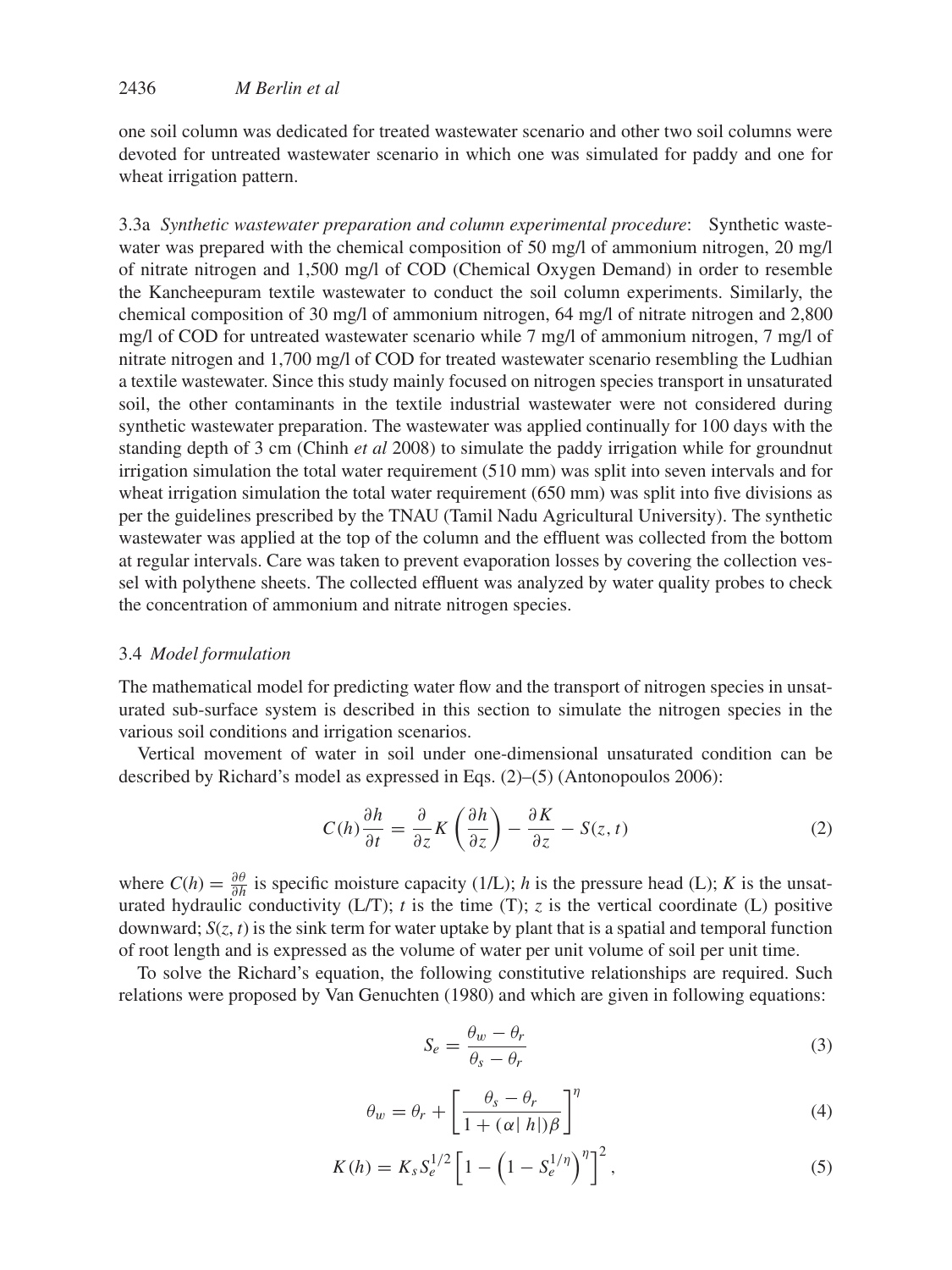one soil column was dedicated for treated wastewater scenario and other two soil columns were devoted for untreated wastewater scenario in which one was simulated for paddy and one for wheat irrigation pattern.

3.3a *Synthetic wastewater preparation and column experimental procedure*: Synthetic wastewater was prepared with the chemical composition of 50 mg/l of ammonium nitrogen, 20 mg/l of nitrate nitrogen and 1,500 mg/l of COD (Chemical Oxygen Demand) in order to resemble the Kancheepuram textile wastewater to conduct the soil column experiments. Similarly, the chemical composition of 30 mg/l of ammonium nitrogen, 64 mg/l of nitrate nitrogen and 2,800 mg/l of COD for untreated wastewater scenario while 7 mg/l of ammonium nitrogen, 7 mg/l of nitrate nitrogen and 1,700 mg/l of COD for treated wastewater scenario resembling the Ludhian a textile wastewater. Since this study mainly focused on nitrogen species transport in unsaturated soil, the other contaminants in the textile industrial wastewater were not considered during synthetic wastewater preparation. The wastewater was applied continually for 100 days with the standing depth of 3 cm (Chinh *et al* 2008) to simulate the paddy irrigation while for groundnut irrigation simulation the total water requirement (510 mm) was split into seven intervals and for wheat irrigation simulation the total water requirement (650 mm) was split into five divisions as per the guidelines prescribed by the TNAU (Tamil Nadu Agricultural University). The synthetic wastewater was applied at the top of the column and the effluent was collected from the bottom at regular intervals. Care was taken to prevent evaporation losses by covering the collection vessel with polythene sheets. The collected effluent was analyzed by water quality probes to check the concentration of ammonium and nitrate nitrogen species.

### 3.4 *Model formulation*

The mathematical model for predicting water flow and the transport of nitrogen species in unsaturated sub-surface system is described in this section to simulate the nitrogen species in the various soil conditions and irrigation scenarios.

Vertical movement of water in soil under one-dimensional unsaturated condition can be described by Richard's model as expressed in Eqs. (2)–(5) (Antonopoulos 2006):

$$C(h)\frac{\partial h}{\partial t} = \frac{\partial}{\partial z}K\left(\frac{\partial h}{\partial z}\right) - \frac{\partial K}{\partial z} - S(z,t) \tag{2}$$

where $C(h) = \frac{\partial \theta}{\partial h}$ is specific moisture capacity (1/L); $h$ is the pressure head (L); $K$ is the unsaturated hydraulic conductivity (L/T); $t$ is the time (T); $z$ is the vertical coordinate (L) positive downward; $S(z, t)$ is the sink term for water uptake by plant that is a spatial and temporal function of root length and is expressed as the volume of water per unit volume of soil per unit time.

To solve the Richard's equation, the following constitutive relationships are required. Such relations were proposed by Van Genuchten (1980) and which are given in following equations:

$$S_e = \frac{\theta_w - \theta_r}{\theta_s - \theta_r} \tag{3}$$

$$\theta_w = \theta_r + \left[\frac{\theta_s - \theta_r}{1 + (\alpha|\,h|)\beta}\right]^{\eta} \tag{4}$$

$$K(h) = K_s S_e^{1/2}\left[1 - \left(1 - S_e^{1/\eta}\right)^{\eta}\right]^2, \tag{5}$$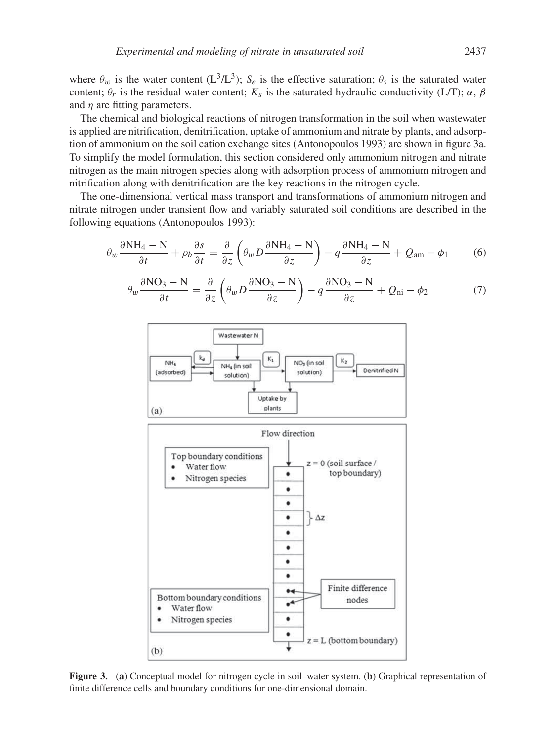where $\theta_w$ is the water content ($L^3/L^3$); $S_e$ is the effective saturation; $\theta_s$ is the saturated water content; $\theta_r$ is the residual water content; $K_s$ is the saturated hydraulic conductivity (L/T); $\alpha$, $\beta$ and $\eta$ are fitting parameters.

The chemical and biological reactions of nitrogen transformation in the soil when wastewater is applied are nitrification, denitrification, uptake of ammonium and nitrate by plants, and adsorption of ammonium on the soil cation exchange sites (Antonopoulos 1993) are shown in figure 3a. To simplify the model formulation, this section considered only ammonium nitrogen and nitrate nitrogen as the main nitrogen species along with adsorption process of ammonium nitrogen and nitrification along with denitrification are the key reactions in the nitrogen cycle.

The one-dimensional vertical mass transport and transformations of ammonium nitrogen and nitrate nitrogen under transient flow and variably saturated soil conditions are described in the following equations (Antonopoulos 1993):

$$\theta_w \frac{\partial \mathrm{NH_4-N}}{\partial t} + \rho_b \frac{\partial s}{\partial t} = \frac{\partial}{\partial z}\left(\theta_w D \frac{\partial \mathrm{NH_4-N}}{\partial z}\right) - q\frac{\partial \mathrm{NH_4-N}}{\partial z} + Q_{\mathrm{am}} - \phi_1 \tag{6}$$

$$\theta_w \frac{\partial \mathrm{NO_3-N}}{\partial t} = \frac{\partial}{\partial z}\left(\theta_w D \frac{\partial \mathrm{NO_3-N}}{\partial z}\right) - q\frac{\partial \mathrm{NO_3-N}}{\partial z} + Q_{\mathrm{ni}} - \phi_2 \tag{7}$$

**Figure 3.** (**a**) Conceptual model for nitrogen cycle in soil–water system. (**b**) Graphical representation of finite difference cells and boundary conditions for one-dimensional domain.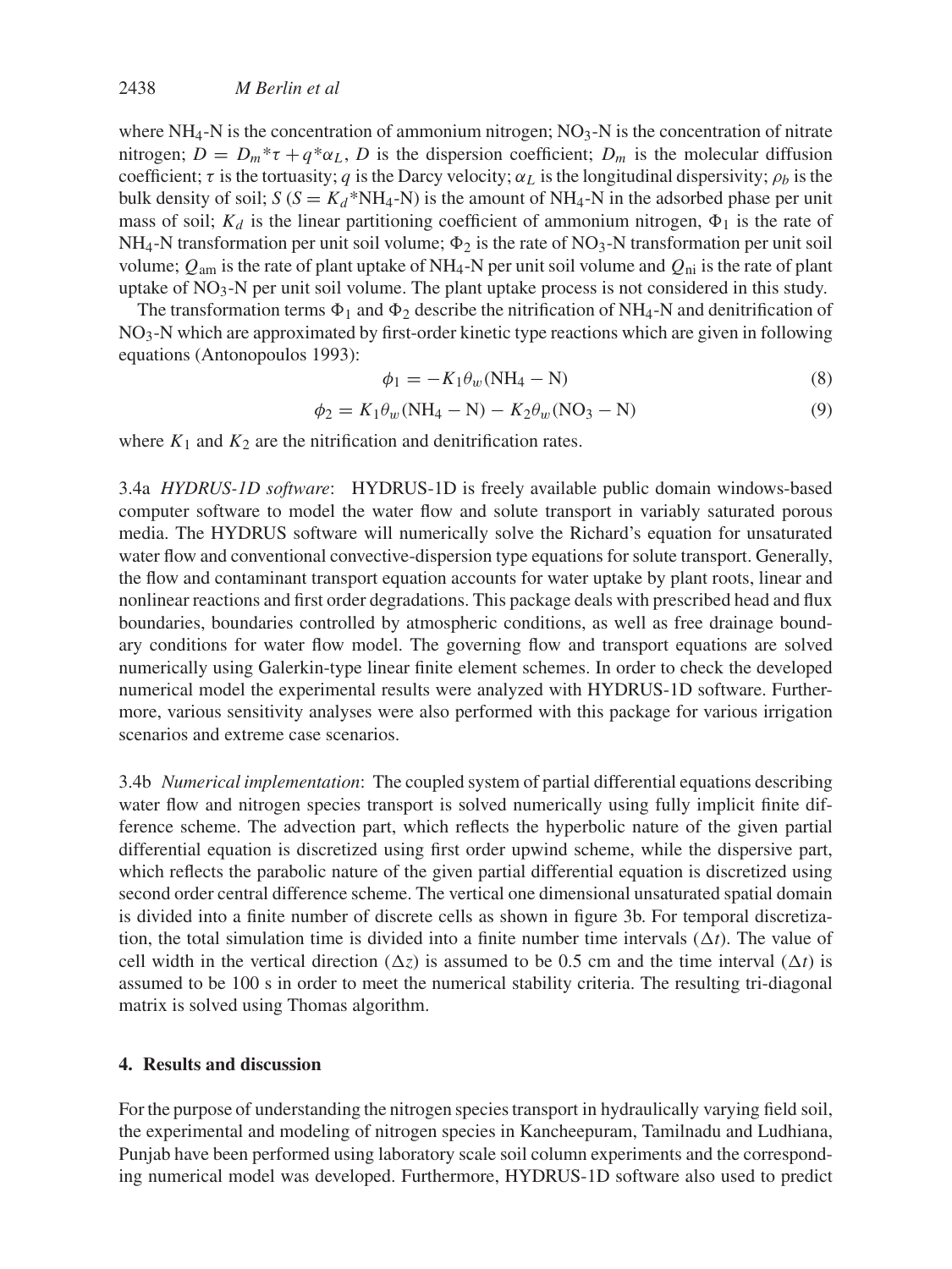where $NH_4$-N is the concentration of ammonium nitrogen; $NO_3$-N is the concentration of nitrate nitrogen; $D = D_m{*}\tau + q{*}\alpha_L$, $D$ is the dispersion coefficient; $D_m$ is the molecular diffusion coefficient; $\tau$ is the tortuasity; $q$ is the Darcy velocity; $\alpha_L$ is the longitudinal dispersivity; $\rho_b$ is the bulk density of soil; $S$ ($S = K_d{*}NH_4$-N) is the amount of $NH_4$-N in the adsorbed phase per unit mass of soil; $K_d$ is the linear partitioning coefficient of ammonium nitrogen, $\Phi_1$ is the rate of $NH_4$-N transformation per unit soil volume; $\Phi_2$ is the rate of $NO_3$-N transformation per unit soil volume; $Q_{\text{am}}$ is the rate of plant uptake of $NH_4$-N per unit soil volume and $Q_{\text{ni}}$ is the rate of plant uptake of $NO_3$-N per unit soil volume. The plant uptake process is not considered in this study.

The transformation terms $\Phi_1$ and $\Phi_2$ describe the nitrification of $NH_4$-N and denitrification of $NO_3$-N which are approximated by first-order kinetic type reactions which are given in following equations (Antonopoulos 1993):

$$\phi_1 = -K_1\theta_w(\mathrm{NH_4 - N}) \tag{8}$$

$$\phi_2 = K_1\theta_w(\mathrm{NH_4 - N}) - K_2\theta_w(\mathrm{NO_3 - N}) \tag{9}$$

where $K_1$ and $K_2$ are the nitrification and denitrification rates.

3.4a *HYDRUS-1D software*: HYDRUS-1D is freely available public domain windows-based computer software to model the water flow and solute transport in variably saturated porous media. The HYDRUS software will numerically solve the Richard's equation for unsaturated water flow and conventional convective-dispersion type equations for solute transport. Generally, the flow and contaminant transport equation accounts for water uptake by plant roots, linear and nonlinear reactions and first order degradations. This package deals with prescribed head and flux boundaries, boundaries controlled by atmospheric conditions, as well as free drainage boundary conditions for water flow model. The governing flow and transport equations are solved numerically using Galerkin-type linear finite element schemes. In order to check the developed numerical model the experimental results were analyzed with HYDRUS-1D software. Furthermore, various sensitivity analyses were also performed with this package for various irrigation scenarios and extreme case scenarios.

3.4b *Numerical implementation*: The coupled system of partial differential equations describing water flow and nitrogen species transport is solved numerically using fully implicit finite difference scheme. The advection part, which reflects the hyperbolic nature of the given partial differential equation is discretized using first order upwind scheme, while the dispersive part, which reflects the parabolic nature of the given partial differential equation is discretized using second order central difference scheme. The vertical one dimensional unsaturated spatial domain is divided into a finite number of discrete cells as shown in figure 3b. For temporal discretization, the total simulation time is divided into a finite number time intervals ($\Delta t$). The value of cell width in the vertical direction ($\Delta z$) is assumed to be 0.5 cm and the time interval ($\Delta t$) is assumed to be 100 s in order to meet the numerical stability criteria. The resulting tri-diagonal matrix is solved using Thomas algorithm.

## 4. Results and discussion

For the purpose of understanding the nitrogen species transport in hydraulically varying field soil, the experimental and modeling of nitrogen species in Kancheepuram, Tamilnadu and Ludhiana, Punjab have been performed using laboratory scale soil column experiments and the corresponding numerical model was developed. Furthermore, HYDRUS-1D software also used to predict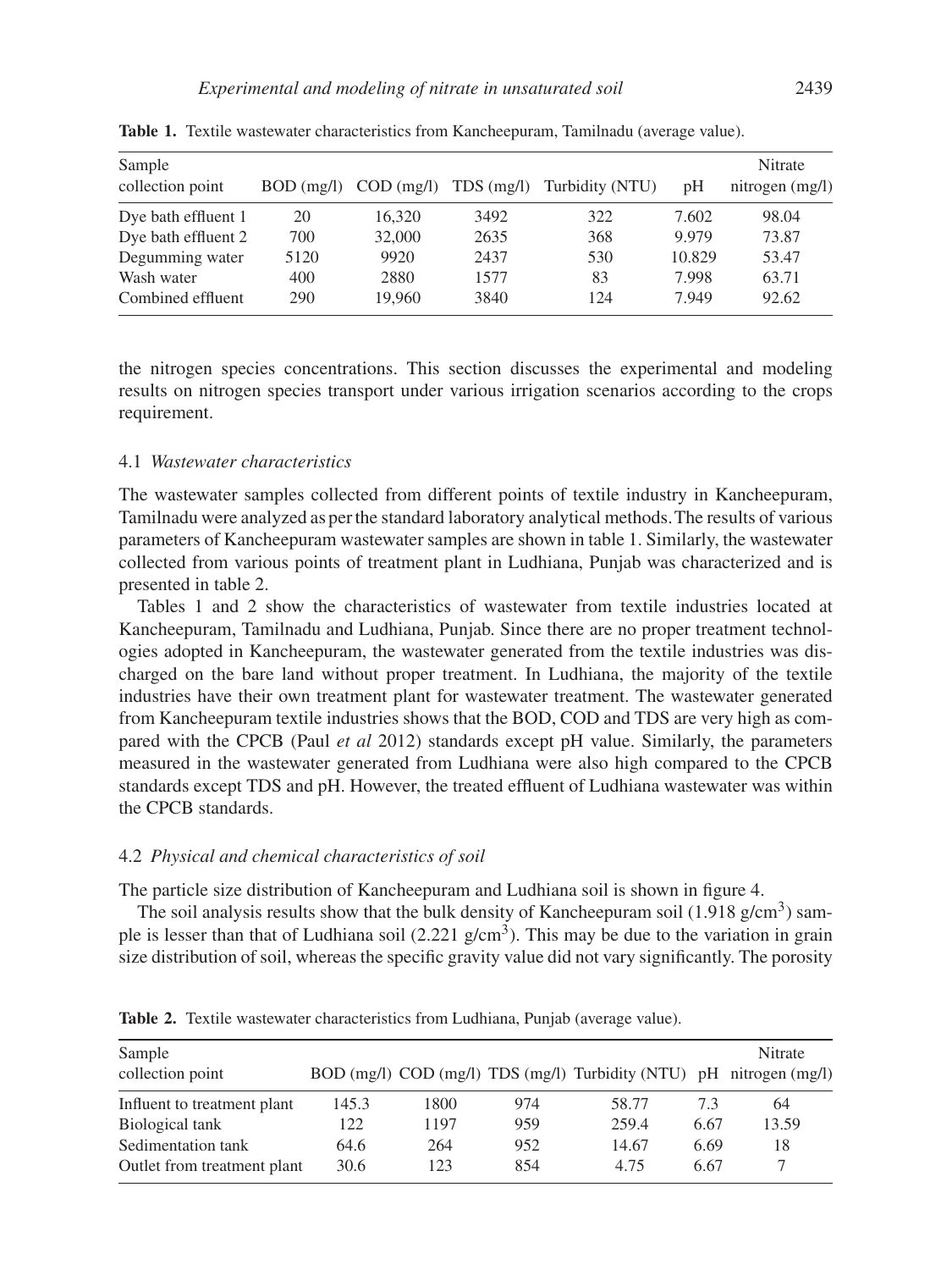**Table 1.** Textile wastewater characteristics from Kancheepuram, Tamilnadu (average value).

| Sample collection point | BOD (mg/l) | COD (mg/l) | TDS (mg/l) | Turbidity (NTU) | pH | Nitrate nitrogen (mg/l) |
|---|---|---|---|---|---|---|
| Dye bath effluent 1 | 20 | 16,320 | 3492 | 322 | 7.602 | 98.04 |
| Dye bath effluent 2 | 700 | 32,000 | 2635 | 368 | 9.979 | 73.87 |
| Degumming water | 5120 | 9920 | 2437 | 530 | 10.829 | 53.47 |
| Wash water | 400 | 2880 | 1577 | 83 | 7.998 | 63.71 |
| Combined effluent | 290 | 19,960 | 3840 | 124 | 7.949 | 92.62 |

the nitrogen species concentrations. This section discusses the experimental and modeling results on nitrogen species transport under various irrigation scenarios according to the crops requirement.

### 4.1 *Wastewater characteristics*

The wastewater samples collected from different points of textile industry in Kancheepuram, Tamilnadu were analyzed as per the standard laboratory analytical methods. The results of various parameters of Kancheepuram wastewater samples are shown in table 1. Similarly, the wastewater collected from various points of treatment plant in Ludhiana, Punjab was characterized and is presented in table 2.

Tables 1 and 2 show the characteristics of wastewater from textile industries located at Kancheepuram, Tamilnadu and Ludhiana, Punjab. Since there are no proper treatment technologies adopted in Kancheepuram, the wastewater generated from the textile industries was discharged on the bare land without proper treatment. In Ludhiana, the majority of the textile industries have their own treatment plant for wastewater treatment. The wastewater generated from Kancheepuram textile industries shows that the BOD, COD and TDS are very high as compared with the CPCB (Paul *et al* 2012) standards except pH value. Similarly, the parameters measured in the wastewater generated from Ludhiana were also high compared to the CPCB standards except TDS and pH. However, the treated effluent of Ludhiana wastewater was within the CPCB standards.

### 4.2 *Physical and chemical characteristics of soil*

The particle size distribution of Kancheepuram and Ludhiana soil is shown in figure 4.

The soil analysis results show that the bulk density of Kancheepuram soil (1.918 g/cm$^3$) sample is lesser than that of Ludhiana soil (2.221 g/cm$^3$). This may be due to the variation in grain size distribution of soil, whereas the specific gravity value did not vary significantly. The porosity

**Table 2.** Textile wastewater characteristics from Ludhiana, Punjab (average value).

| Sample collection point | BOD (mg/l) | COD (mg/l) | TDS (mg/l) | Turbidity (NTU) | pH | Nitrate nitrogen (mg/l) |
|---|---|---|---|---|---|---|
| Influent to treatment plant | 145.3 | 1800 | 974 | 58.77 | 7.3 | 64 |
| Biological tank | 122 | 1197 | 959 | 259.4 | 6.67 | 13.59 |
| Sedimentation tank | 64.6 | 264 | 952 | 14.67 | 6.69 | 18 |
| Outlet from treatment plant | 30.6 | 123 | 854 | 4.75 | 6.67 | 7 |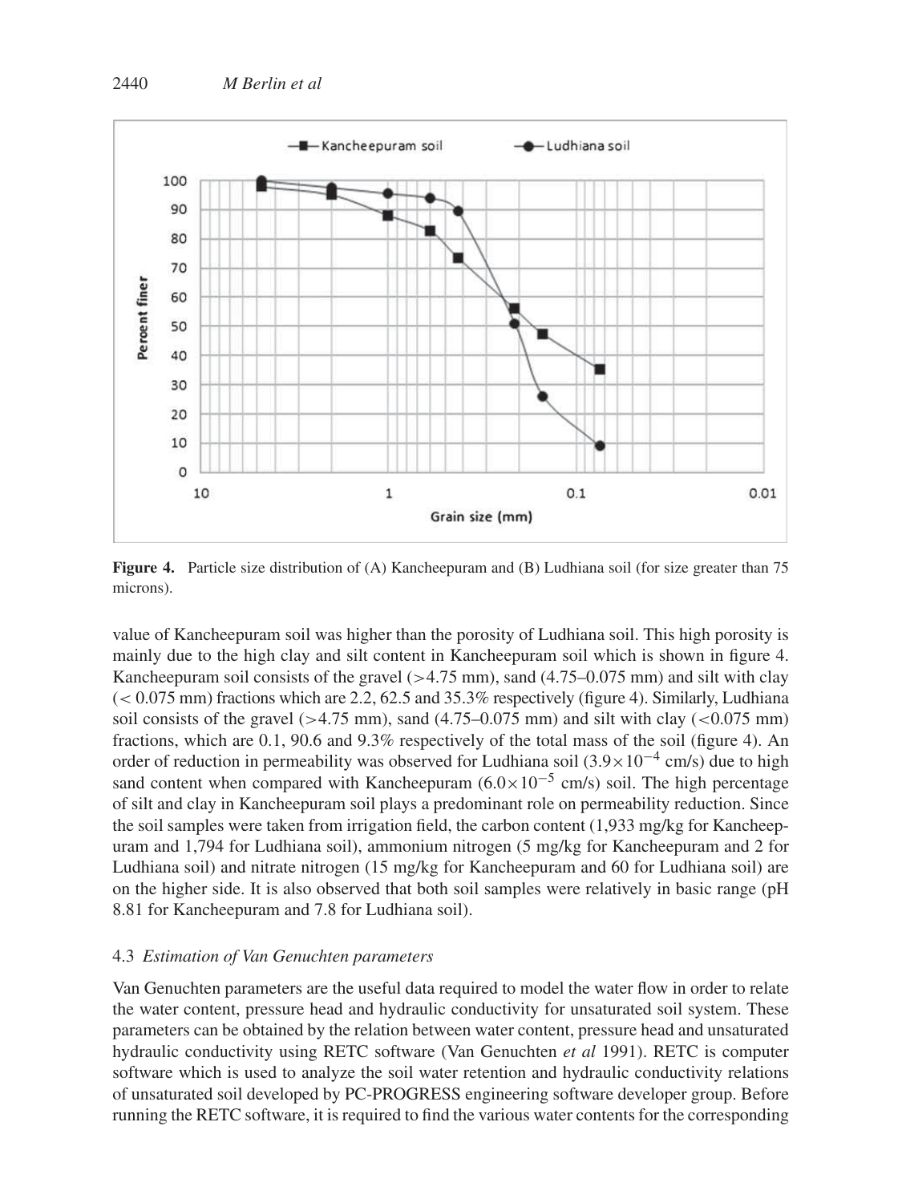**Figure 4.** Particle size distribution of (A) Kancheepuram and (B) Ludhiana soil (for size greater than 75 microns).

value of Kancheepuram soil was higher than the porosity of Ludhiana soil. This high porosity is mainly due to the high clay and silt content in Kancheepuram soil which is shown in figure 4. Kancheepuram soil consists of the gravel (>4.75 mm), sand (4.75–0.075 mm) and silt with clay (< 0.075 mm) fractions which are 2.2, 62.5 and 35.3% respectively (figure 4). Similarly, Ludhiana soil consists of the gravel (>4.75 mm), sand (4.75–0.075 mm) and silt with clay (<0.075 mm) fractions, which are 0.1, 90.6 and 9.3% respectively of the total mass of the soil (figure 4). An order of reduction in permeability was observed for Ludhiana soil ($3.9\times10^{-4}$ cm/s) due to high sand content when compared with Kancheepuram ($6.0\times10^{-5}$ cm/s) soil. The high percentage of silt and clay in Kancheepuram soil plays a predominant role on permeability reduction. Since the soil samples were taken from irrigation field, the carbon content (1,933 mg/kg for Kancheepuram and 1,794 for Ludhiana soil), ammonium nitrogen (5 mg/kg for Kancheepuram and 2 for Ludhiana soil) and nitrate nitrogen (15 mg/kg for Kancheepuram and 60 for Ludhiana soil) are on the higher side. It is also observed that both soil samples were relatively in basic range (pH 8.81 for Kancheepuram and 7.8 for Ludhiana soil).

### 4.3 *Estimation of Van Genuchten parameters*

Van Genuchten parameters are the useful data required to model the water flow in order to relate the water content, pressure head and hydraulic conductivity for unsaturated soil system. These parameters can be obtained by the relation between water content, pressure head and unsaturated hydraulic conductivity using RETC software (Van Genuchten *et al* 1991). RETC is computer software which is used to analyze the soil water retention and hydraulic conductivity relations of unsaturated soil developed by PC-PROGRESS engineering software developer group. Before running the RETC software, it is required to find the various water contents for the corresponding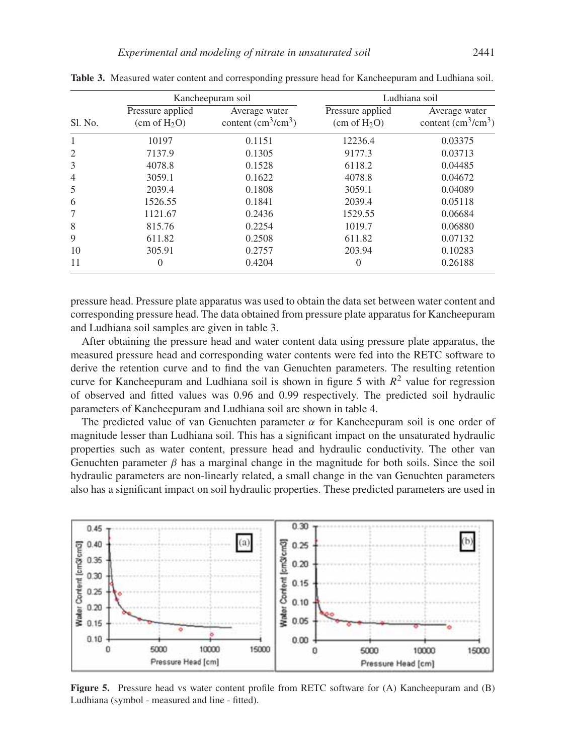**Table 3.** Measured water content and corresponding pressure head for Kancheepuram and Ludhiana soil.

| Sl. No. | Kancheepuram soil | | Ludhiana soil | |
|---|---|---|---|---|
| | Pressure applied (cm of $H_2O$) | Average water content ($cm^3/cm^3$) | Pressure applied (cm of $H_2O$) | Average water content ($cm^3/cm^3$) |
| 1 | 10197 | 0.1151 | 12236.4 | 0.03375 |
| 2 | 7137.9 | 0.1305 | 9177.3 | 0.03713 |
| 3 | 4078.8 | 0.1528 | 6118.2 | 0.04485 |
| 4 | 3059.1 | 0.1622 | 4078.8 | 0.04672 |
| 5 | 2039.4 | 0.1808 | 3059.1 | 0.04089 |
| 6 | 1526.55 | 0.1841 | 2039.4 | 0.05118 |
| 7 | 1121.67 | 0.2436 | 1529.55 | 0.06684 |
| 8 | 815.76 | 0.2254 | 1019.7 | 0.06880 |
| 9 | 611.82 | 0.2508 | 611.82 | 0.07132 |
| 10 | 305.91 | 0.2757 | 203.94 | 0.10283 |
| 11 | 0 | 0.4204 | 0 | 0.26188 |

pressure head. Pressure plate apparatus was used to obtain the data set between water content and corresponding pressure head. The data obtained from pressure plate apparatus for Kancheepuram and Ludhiana soil samples are given in table 3.

After obtaining the pressure head and water content data using pressure plate apparatus, the measured pressure head and corresponding water contents were fed into the RETC software to derive the retention curve and to find the van Genuchten parameters. The resulting retention curve for Kancheepuram and Ludhiana soil is shown in figure 5 with $R^2$ value for regression of observed and fitted values was 0.96 and 0.99 respectively. The predicted soil hydraulic parameters of Kancheepuram and Ludhiana soil are shown in table 4.

The predicted value of van Genuchten parameter $\alpha$ for Kancheepuram soil is one order of magnitude lesser than Ludhiana soil. This has a significant impact on the unsaturated hydraulic properties such as water content, pressure head and hydraulic conductivity. The other van Genuchten parameter $\beta$ has a marginal change in the magnitude for both soils. Since the soil hydraulic parameters are non-linearly related, a small change in the van Genuchten parameters also has a significant impact on soil hydraulic properties. These predicted parameters are used in

**Figure 5.** Pressure head vs water content profile from RETC software for (A) Kancheepuram and (B) Ludhiana (symbol - measured and line - fitted).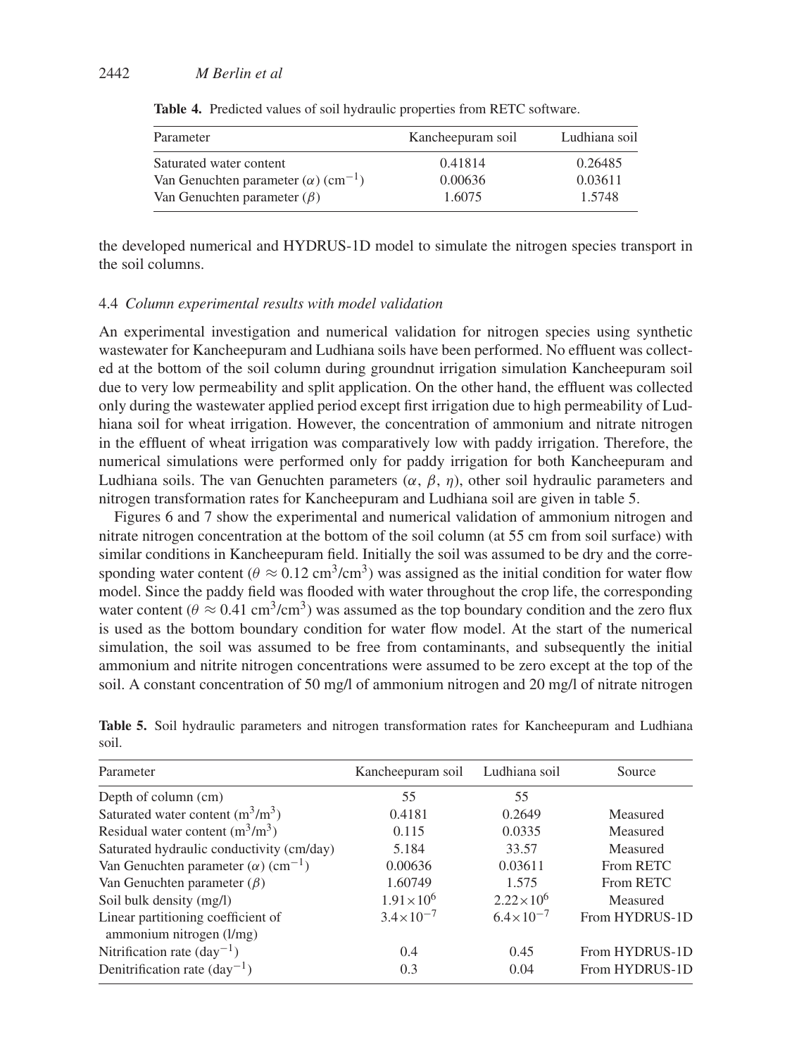**Table 4.** Predicted values of soil hydraulic properties from RETC software.

| Parameter | Kancheepuram soil | Ludhiana soil |
|---|---|---|
| Saturated water content | 0.41814 | 0.26485 |
| Van Genuchten parameter ($\alpha$) ($cm^{-1}$) | 0.00636 | 0.03611 |
| Van Genuchten parameter ($\beta$) | 1.6075 | 1.5748 |

the developed numerical and HYDRUS-1D model to simulate the nitrogen species transport in the soil columns.

### 4.4 *Column experimental results with model validation*

An experimental investigation and numerical validation for nitrogen species using synthetic wastewater for Kancheepuram and Ludhiana soils have been performed. No effluent was collected at the bottom of the soil column during groundnut irrigation simulation Kancheepuram soil due to very low permeability and split application. On the other hand, the effluent was collected only during the wastewater applied period except first irrigation due to high permeability of Ludhiana soil for wheat irrigation. However, the concentration of ammonium and nitrate nitrogen in the effluent of wheat irrigation was comparatively low with paddy irrigation. Therefore, the numerical simulations were performed only for paddy irrigation for both Kancheepuram and Ludhiana soils. The van Genuchten parameters ($\alpha$, $\beta$, $\eta$), other soil hydraulic parameters and nitrogen transformation rates for Kancheepuram and Ludhiana soil are given in table 5.

Figures 6 and 7 show the experimental and numerical validation of ammonium nitrogen and nitrate nitrogen concentration at the bottom of the soil column (at 55 cm from soil surface) with similar conditions in Kancheepuram field. Initially the soil was assumed to be dry and the corresponding water content ($\theta \approx 0.12$ $cm^3/cm^3$) was assigned as the initial condition for water flow model. Since the paddy field was flooded with water throughout the crop life, the corresponding water content ($\theta \approx 0.41$ $cm^3/cm^3$) was assumed as the top boundary condition and the zero flux is used as the bottom boundary condition for water flow model. At the start of the numerical simulation, the soil was assumed to be free from contaminants, and subsequently the initial ammonium and nitrite nitrogen concentrations were assumed to be zero except at the top of the soil. A constant concentration of 50 mg/l of ammonium nitrogen and 20 mg/l of nitrate nitrogen

**Table 5.** Soil hydraulic parameters and nitrogen transformation rates for Kancheepuram and Ludhiana soil.

| Parameter | Kancheepuram soil | Ludhiana soil | Source |
|---|---|---|---|
| Depth of column (cm) | 55 | 55 | |
| Saturated water content ($m^3/m^3$) | 0.4181 | 0.2649 | Measured |
| Residual water content ($m^3/m^3$) | 0.115 | 0.0335 | Measured |
| Saturated hydraulic conductivity (cm/day) | 5.184 | 33.57 | Measured |
| Van Genuchten parameter ($\alpha$) ($cm^{-1}$) | 0.00636 | 0.03611 | From RETC |
| Van Genuchten parameter ($\beta$) | 1.60749 | 1.575 | From RETC |
| Soil bulk density (mg/l) | $1.91\times10^6$ | $2.22\times10^6$ | Measured |
| Linear partitioning coefficient of ammonium nitrogen (l/mg) | $3.4\times10^{-7}$ | $6.4\times10^{-7}$ | From HYDRUS-1D |
| Nitrification rate ($day^{-1}$) | 0.4 | 0.45 | From HYDRUS-1D |
| Denitrification rate ($day^{-1}$) | 0.3 | 0.04 | From HYDRUS-1D |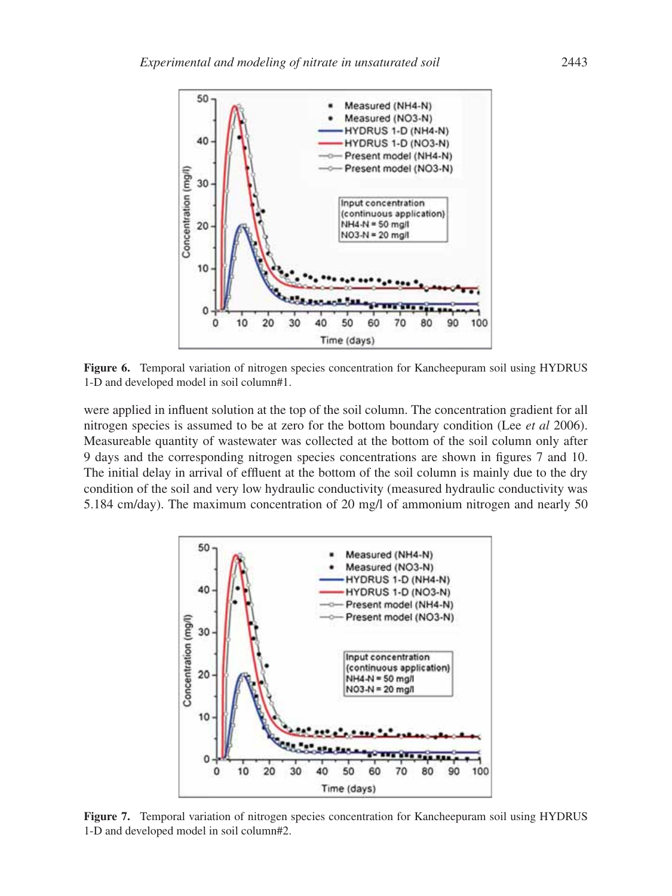**Figure 6.** Temporal variation of nitrogen species concentration for Kancheepuram soil using HYDRUS 1-D and developed model in soil column#1.

were applied in influent solution at the top of the soil column. The concentration gradient for all nitrogen species is assumed to be at zero for the bottom boundary condition (Lee *et al* 2006). Measureable quantity of wastewater was collected at the bottom of the soil column only after 9 days and the corresponding nitrogen species concentrations are shown in figures 7 and 10. The initial delay in arrival of effluent at the bottom of the soil column is mainly due to the dry condition of the soil and very low hydraulic conductivity (measured hydraulic conductivity was 5.184 cm/day). The maximum concentration of 20 mg/l of ammonium nitrogen and nearly 50

**Figure 7.** Temporal variation of nitrogen species concentration for Kancheepuram soil using HYDRUS 1-D and developed model in soil column#2.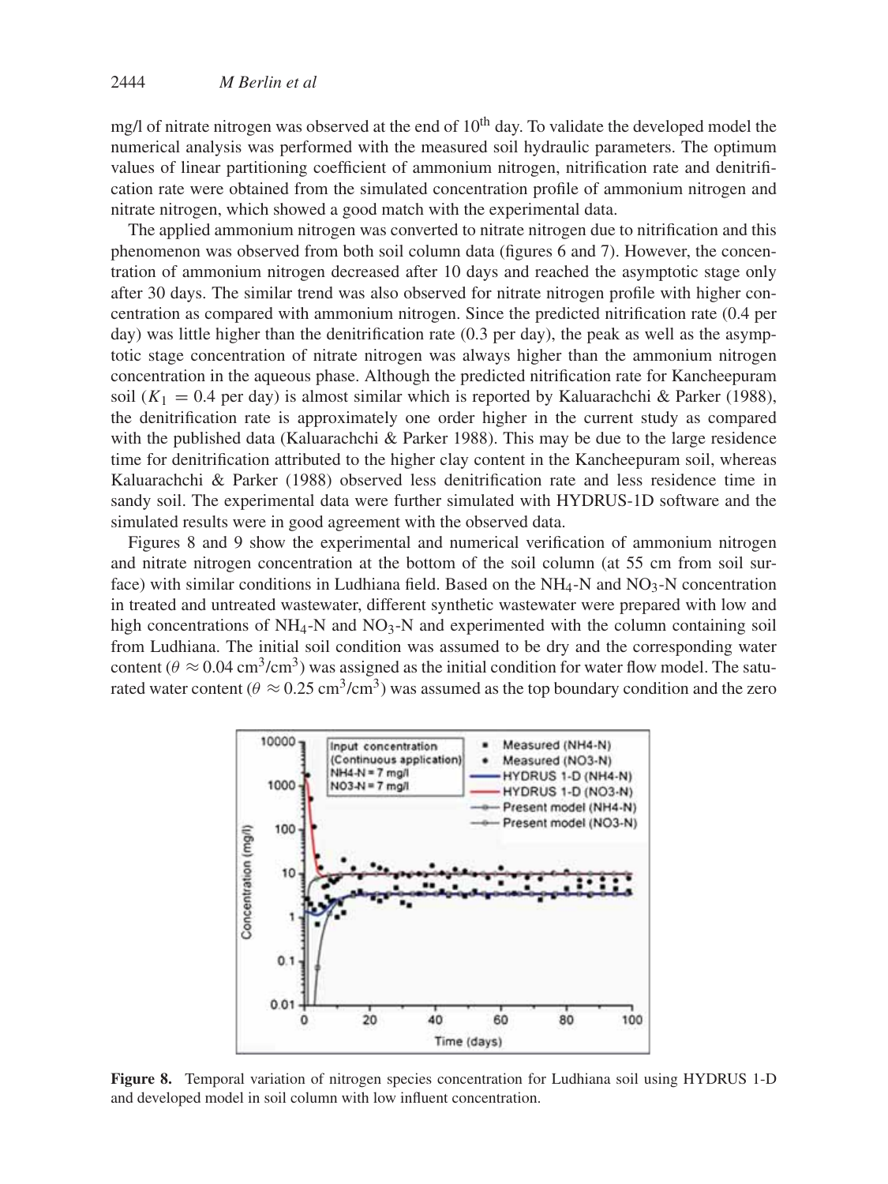mg/l of nitrate nitrogen was observed at the end of 10th day. To validate the developed model the numerical analysis was performed with the measured soil hydraulic parameters. The optimum values of linear partitioning coefficient of ammonium nitrogen, nitrification rate and denitrification rate were obtained from the simulated concentration profile of ammonium nitrogen and nitrate nitrogen, which showed a good match with the experimental data.

The applied ammonium nitrogen was converted to nitrate nitrogen due to nitrification and this phenomenon was observed from both soil column data (figures 6 and 7). However, the concentration of ammonium nitrogen decreased after 10 days and reached the asymptotic stage only after 30 days. The similar trend was also observed for nitrate nitrogen profile with higher concentration as compared with ammonium nitrogen. Since the predicted nitrification rate (0.4 per day) was little higher than the denitrification rate (0.3 per day), the peak as well as the asymptotic stage concentration of nitrate nitrogen was always higher than the ammonium nitrogen concentration in the aqueous phase. Although the predicted nitrification rate for Kancheepuram soil ($K_1 = 0.4$ per day) is almost similar which is reported by Kaluarachchi & Parker (1988), the denitrification rate is approximately one order higher in the current study as compared with the published data (Kaluarachchi & Parker 1988). This may be due to the large residence time for denitrification attributed to the higher clay content in the Kancheepuram soil, whereas Kaluarachchi & Parker (1988) observed less denitrification rate and less residence time in sandy soil. The experimental data were further simulated with HYDRUS-1D software and the simulated results were in good agreement with the observed data.

Figures 8 and 9 show the experimental and numerical verification of ammonium nitrogen and nitrate nitrogen concentration at the bottom of the soil column (at 55 cm from soil surface) with similar conditions in Ludhiana field. Based on the $NH_4$-N and $NO_3$-N concentration in treated and untreated wastewater, different synthetic wastewater were prepared with low and high concentrations of $NH_4$-N and $NO_3$-N and experimented with the column containing soil from Ludhiana. The initial soil condition was assumed to be dry and the corresponding water content ($\theta \approx 0.04$ cm$^3$/cm$^3$) was assigned as the initial condition for water flow model. The saturated water content ($\theta \approx 0.25$ cm$^3$/cm$^3$) was assumed as the top boundary condition and the zero

**Figure 8.** Temporal variation of nitrogen species concentration for Ludhiana soil using HYDRUS 1-D and developed model in soil column with low influent concentration.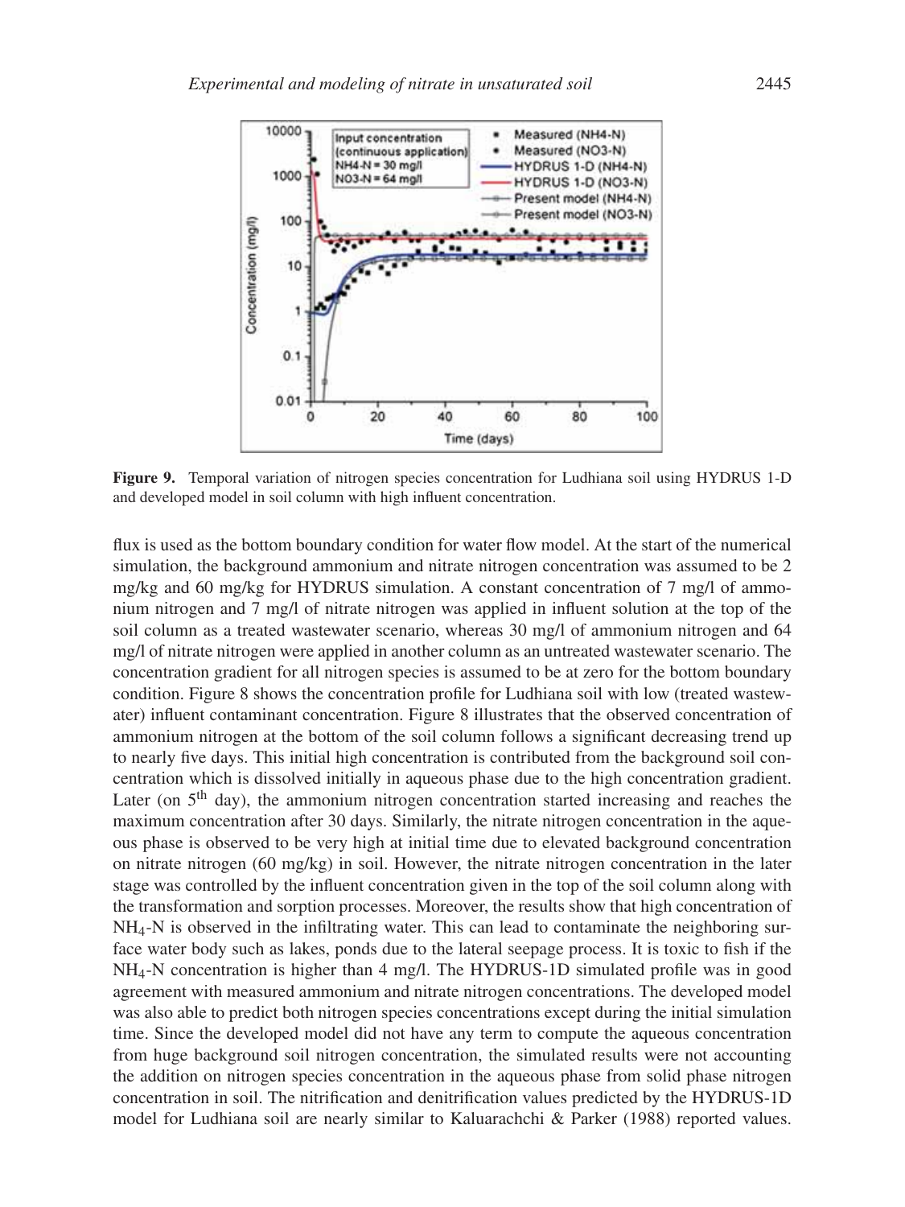**Figure 9.** Temporal variation of nitrogen species concentration for Ludhiana soil using HYDRUS 1-D and developed model in soil column with high influent concentration.

flux is used as the bottom boundary condition for water flow model. At the start of the numerical simulation, the background ammonium and nitrate nitrogen concentration was assumed to be 2 mg/kg and 60 mg/kg for HYDRUS simulation. A constant concentration of 7 mg/l of ammonium nitrogen and 7 mg/l of nitrate nitrogen was applied in influent solution at the top of the soil column as a treated wastewater scenario, whereas 30 mg/l of ammonium nitrogen and 64 mg/l of nitrate nitrogen were applied in another column as an untreated wastewater scenario. The concentration gradient for all nitrogen species is assumed to be at zero for the bottom boundary condition. Figure 8 shows the concentration profile for Ludhiana soil with low (treated wastewater) influent contaminant concentration. Figure 8 illustrates that the observed concentration of ammonium nitrogen at the bottom of the soil column follows a significant decreasing trend up to nearly five days. This initial high concentration is contributed from the background soil concentration which is dissolved initially in aqueous phase due to the high concentration gradient. Later (on 5$^{th}$ day), the ammonium nitrogen concentration started increasing and reaches the maximum concentration after 30 days. Similarly, the nitrate nitrogen concentration in the aqueous phase is observed to be very high at initial time due to elevated background concentration on nitrate nitrogen (60 mg/kg) in soil. However, the nitrate nitrogen concentration in the later stage was controlled by the influent concentration given in the top of the soil column along with the transformation and sorption processes. Moreover, the results show that high concentration of $NH_4$-N is observed in the infiltrating water. This can lead to contaminate the neighboring surface water body such as lakes, ponds due to the lateral seepage process. It is toxic to fish if the $NH_4$-N concentration is higher than 4 mg/l. The HYDRUS-1D simulated profile was in good agreement with measured ammonium and nitrate nitrogen concentrations. The developed model was also able to predict both nitrogen species concentrations except during the initial simulation time. Since the developed model did not have any term to compute the aqueous concentration from huge background soil nitrogen concentration, the simulated results were not accounting the addition on nitrogen species concentration in the aqueous phase from solid phase nitrogen concentration in soil. The nitrification and denitrification values predicted by the HYDRUS-1D model for Ludhiana soil are nearly similar to Kaluarachchi & Parker (1988) reported values.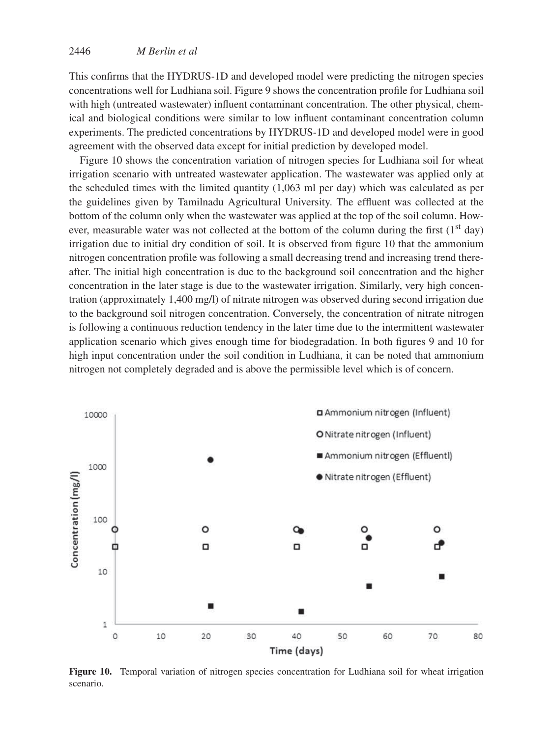This confirms that the HYDRUS-1D and developed model were predicting the nitrogen species concentrations well for Ludhiana soil. Figure 9 shows the concentration profile for Ludhiana soil with high (untreated wastewater) influent contaminant concentration. The other physical, chemical and biological conditions were similar to low influent contaminant concentration column experiments. The predicted concentrations by HYDRUS-1D and developed model were in good agreement with the observed data except for initial prediction by developed model.

Figure 10 shows the concentration variation of nitrogen species for Ludhiana soil for wheat irrigation scenario with untreated wastewater application. The wastewater was applied only at the scheduled times with the limited quantity (1,063 ml per day) which was calculated as per the guidelines given by Tamilnadu Agricultural University. The effluent was collected at the bottom of the column only when the wastewater was applied at the top of the soil column. However, measurable water was not collected at the bottom of the column during the first (1st day) irrigation due to initial dry condition of soil. It is observed from figure 10 that the ammonium nitrogen concentration profile was following a small decreasing trend and increasing trend thereafter. The initial high concentration is due to the background soil concentration and the higher concentration in the later stage is due to the wastewater irrigation. Similarly, very high concentration (approximately 1,400 mg/l) of nitrate nitrogen was observed during second irrigation due to the background soil nitrogen concentration. Conversely, the concentration of nitrate nitrogen is following a continuous reduction tendency in the later time due to the intermittent wastewater application scenario which gives enough time for biodegradation. In both figures 9 and 10 for high input concentration under the soil condition in Ludhiana, it can be noted that ammonium nitrogen not completely degraded and is above the permissible level which is of concern.

**Figure 10.** Temporal variation of nitrogen species concentration for Ludhiana soil for wheat irrigation scenario.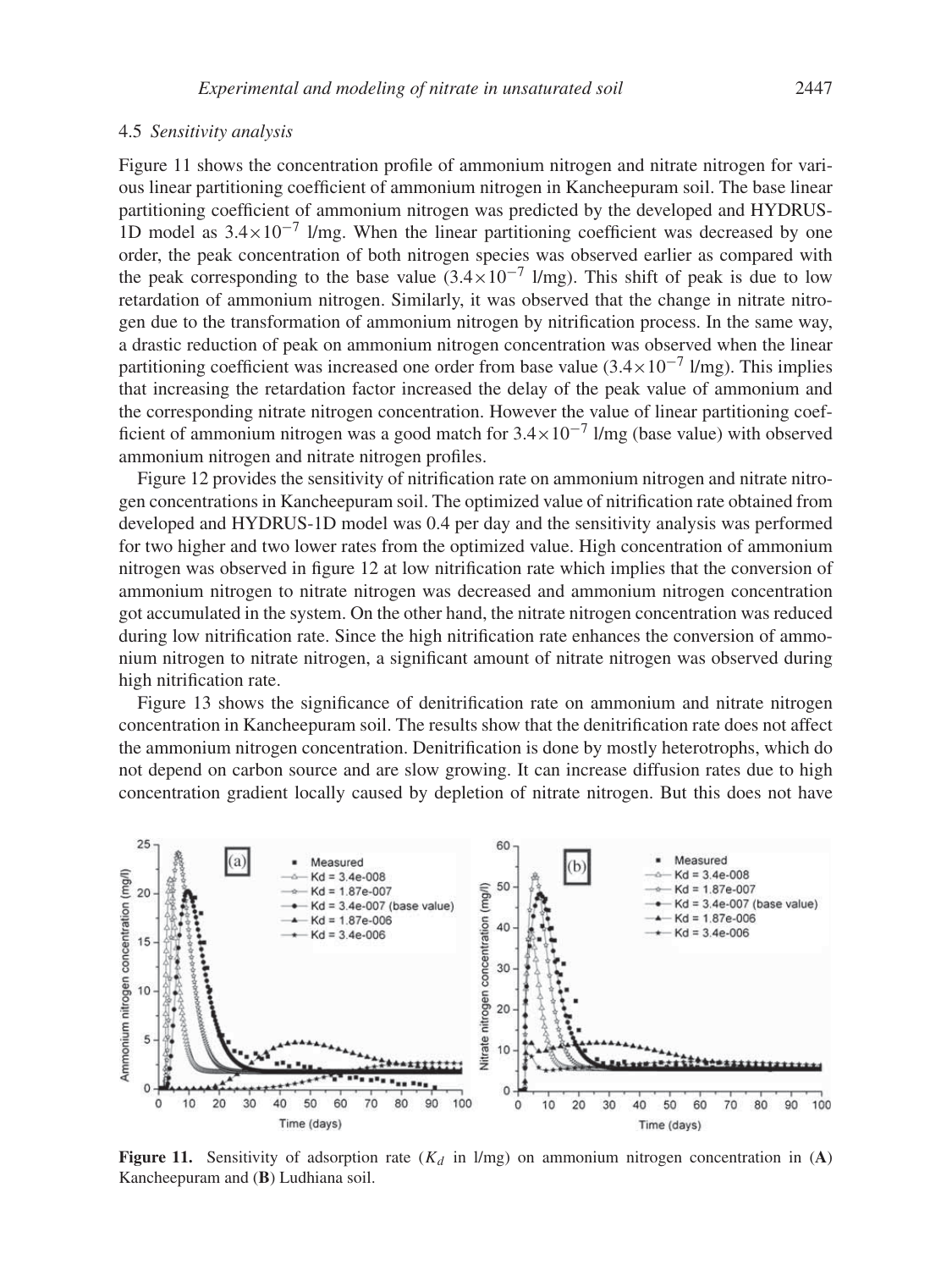### 4.5 *Sensitivity analysis*

Figure 11 shows the concentration profile of ammonium nitrogen and nitrate nitrogen for various linear partitioning coefficient of ammonium nitrogen in Kancheepuram soil. The base linear partitioning coefficient of ammonium nitrogen was predicted by the developed and HYDRUS-1D model as $3.4\times10^{-7}$ l/mg. When the linear partitioning coefficient was decreased by one order, the peak concentration of both nitrogen species was observed earlier as compared with the peak corresponding to the base value ($3.4\times10^{-7}$ l/mg). This shift of peak is due to low retardation of ammonium nitrogen. Similarly, it was observed that the change in nitrate nitrogen due to the transformation of ammonium nitrogen by nitrification process. In the same way, a drastic reduction of peak on ammonium nitrogen concentration was observed when the linear partitioning coefficient was increased one order from base value ($3.4\times10^{-7}$ l/mg). This implies that increasing the retardation factor increased the delay of the peak value of ammonium and the corresponding nitrate nitrogen concentration. However the value of linear partitioning coefficient of ammonium nitrogen was a good match for $3.4\times10^{-7}$ l/mg (base value) with observed ammonium nitrogen and nitrate nitrogen profiles.

Figure 12 provides the sensitivity of nitrification rate on ammonium nitrogen and nitrate nitrogen concentrations in Kancheepuram soil. The optimized value of nitrification rate obtained from developed and HYDRUS-1D model was 0.4 per day and the sensitivity analysis was performed for two higher and two lower rates from the optimized value. High concentration of ammonium nitrogen was observed in figure 12 at low nitrification rate which implies that the conversion of ammonium nitrogen to nitrate nitrogen was decreased and ammonium nitrogen concentration got accumulated in the system. On the other hand, the nitrate nitrogen concentration was reduced during low nitrification rate. Since the high nitrification rate enhances the conversion of ammonium nitrogen to nitrate nitrogen, a significant amount of nitrate nitrogen was observed during high nitrification rate.

Figure 13 shows the significance of denitrification rate on ammonium and nitrate nitrogen concentration in Kancheepuram soil. The results show that the denitrification rate does not affect the ammonium nitrogen concentration. Denitrification is done by mostly heterotrophs, which do not depend on carbon source and are slow growing. It can increase diffusion rates due to high concentration gradient locally caused by depletion of nitrate nitrogen. But this does not have

**Figure 11.** Sensitivity of adsorption rate ($K_d$ in l/mg) on ammonium nitrogen concentration in (**A**) Kancheepuram and (**B**) Ludhiana soil.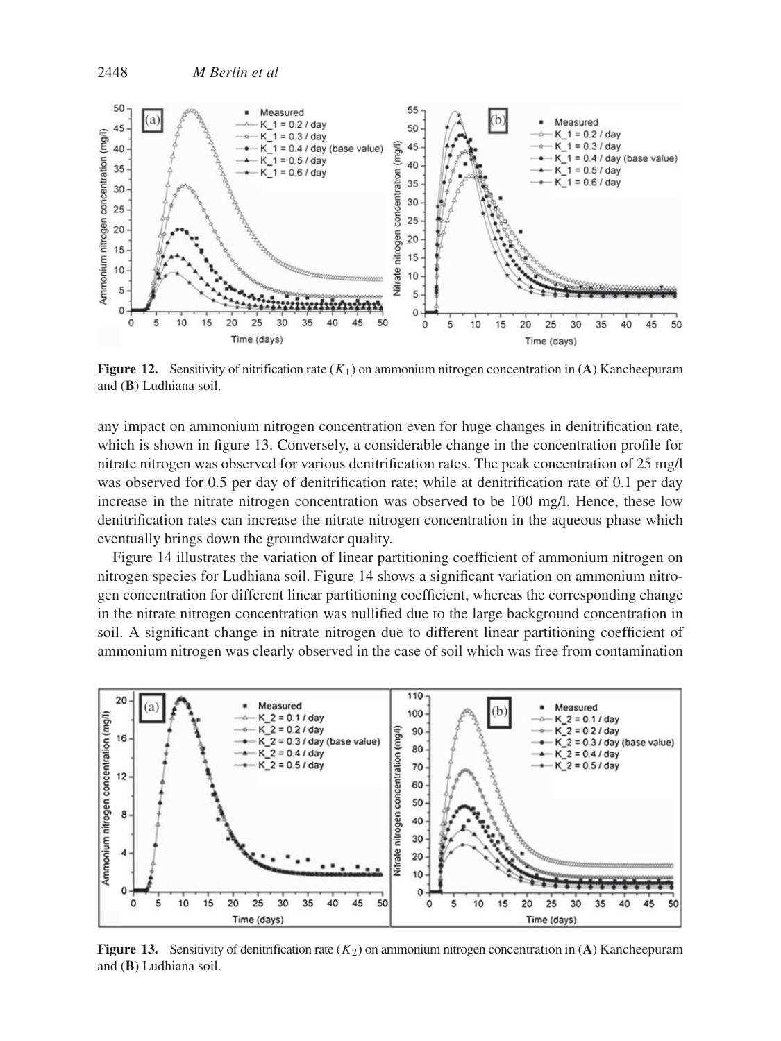**Figure 12.** Sensitivity of nitrification rate ($K_1$) on ammonium nitrogen concentration in (**A**) Kancheepuram and (**B**) Ludhiana soil.

any impact on ammonium nitrogen concentration even for huge changes in denitrification rate, which is shown in figure 13. Conversely, a considerable change in the concentration profile for nitrate nitrogen was observed for various denitrification rates. The peak concentration of 25 mg/l was observed for 0.5 per day of denitrification rate; while at denitrification rate of 0.1 per day increase in the nitrate nitrogen concentration was observed to be 100 mg/l. Hence, these low denitrification rates can increase the nitrate nitrogen concentration in the aqueous phase which eventually brings down the groundwater quality.

Figure 14 illustrates the variation of linear partitioning coefficient of ammonium nitrogen on nitrogen species for Ludhiana soil. Figure 14 shows a significant variation on ammonium nitrogen concentration for different linear partitioning coefficient, whereas the corresponding change in the nitrate nitrogen concentration was nullified due to the large background concentration in soil. A significant change in nitrate nitrogen due to different linear partitioning coefficient of ammonium nitrogen was clearly observed in the case of soil which was free from contamination

**Figure 13.** Sensitivity of denitrification rate ($K_2$) on ammonium nitrogen concentration in (**A**) Kancheepuram and (**B**) Ludhiana soil.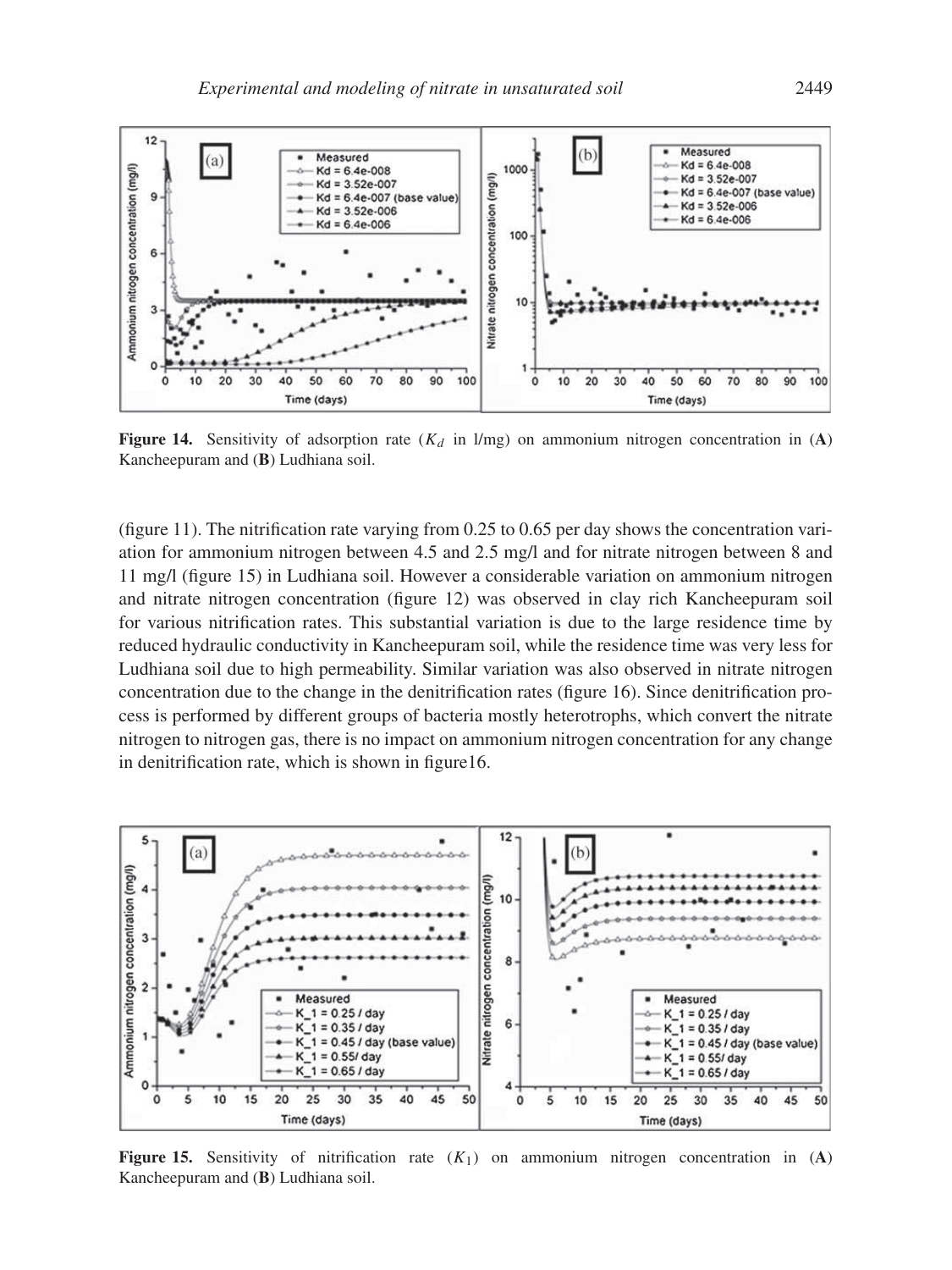**Figure 14.** Sensitivity of adsorption rate ($K_d$ in l/mg) on ammonium nitrogen concentration in (**A**) Kancheepuram and (**B**) Ludhiana soil.

(figure 11). The nitrification rate varying from 0.25 to 0.65 per day shows the concentration variation for ammonium nitrogen between 4.5 and 2.5 mg/l and for nitrate nitrogen between 8 and 11 mg/l (figure 15) in Ludhiana soil. However a considerable variation on ammonium nitrogen and nitrate nitrogen concentration (figure 12) was observed in clay rich Kancheepuram soil for various nitrification rates. This substantial variation is due to the large residence time by reduced hydraulic conductivity in Kancheepuram soil, while the residence time was very less for Ludhiana soil due to high permeability. Similar variation was also observed in nitrate nitrogen concentration due to the change in the denitrification rates (figure 16). Since denitrification process is performed by different groups of bacteria mostly heterotrophs, which convert the nitrate nitrogen to nitrogen gas, there is no impact on ammonium nitrogen concentration for any change in denitrification rate, which is shown in figure16.

**Figure 15.** Sensitivity of nitrification rate ($K_1$) on ammonium nitrogen concentration in (**A**) Kancheepuram and (**B**) Ludhiana soil.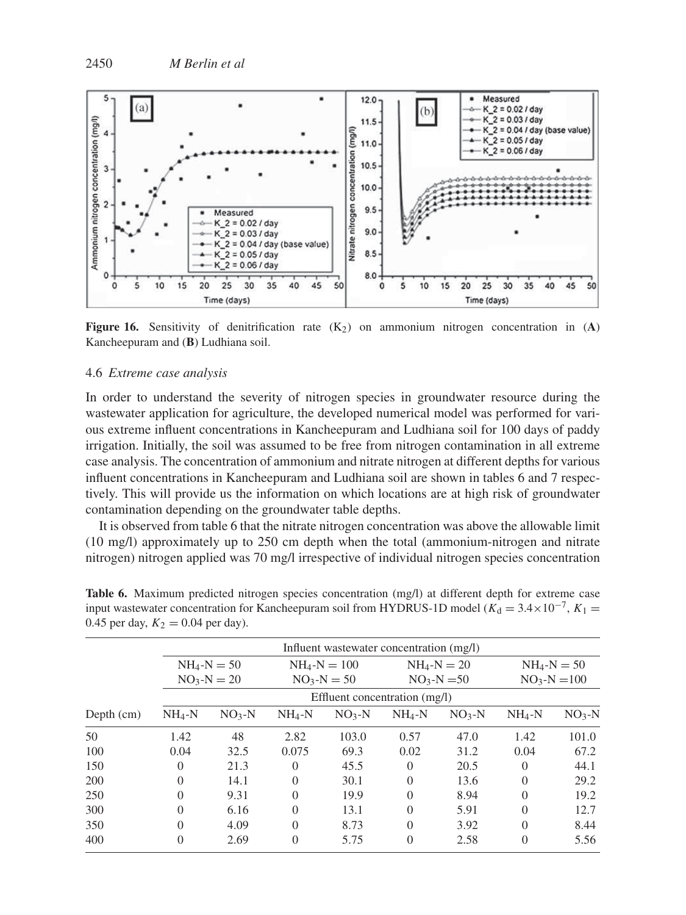**Figure 16.** Sensitivity of denitrification rate ($K_2$) on ammonium nitrogen concentration in (**A**) Kancheepuram and (**B**) Ludhiana soil.

### 4.6 *Extreme case analysis*

In order to understand the severity of nitrogen species in groundwater resource during the wastewater application for agriculture, the developed numerical model was performed for various extreme influent concentrations in Kancheepuram and Ludhiana soil for 100 days of paddy irrigation. Initially, the soil was assumed to be free from nitrogen contamination in all extreme case analysis. The concentration of ammonium and nitrate nitrogen at different depths for various influent concentrations in Kancheepuram and Ludhiana soil are shown in tables 6 and 7 respectively. This will provide us the information on which locations are at high risk of groundwater contamination depending on the groundwater table depths.

It is observed from table 6 that the nitrate nitrogen concentration was above the allowable limit (10 mg/l) approximately up to 250 cm depth when the total (ammonium-nitrogen and nitrate nitrogen) nitrogen applied was 70 mg/l irrespective of individual nitrogen species concentration

**Table 6.** Maximum predicted nitrogen species concentration (mg/l) at different depth for extreme case input wastewater concentration for Kancheepuram soil from HYDRUS-1D model ($K_d = 3.4 \times 10^{-7}$, $K_1 =$ 0.45 per day, $K_2 = 0.04$ per day).

| | Influent wastewater concentration (mg/l) | | | | | | | |
|---|---|---|---|---|---|---|---|---|
| | $NH_4$-N = 50<br>$NO_3$-N = 20 | | $NH_4$-N = 100<br>$NO_3$-N = 50 | | $NH_4$-N = 20<br>$NO_3$-N = 50 | | $NH_4$-N = 50<br>$NO_3$-N = 100 | |
| | Effluent concentration (mg/l) | | | | | | | |
| Depth (cm) | $NH_4$-N | $NO_3$-N | $NH_4$-N | $NO_3$-N | $NH_4$-N | $NO_3$-N | $NH_4$-N | $NO_3$-N |
| 50 | 1.42 | 48 | 2.82 | 103.0 | 0.57 | 47.0 | 1.42 | 101.0 |
| 100 | 0.04 | 32.5 | 0.075 | 69.3 | 0.02 | 31.2 | 0.04 | 67.2 |
| 150 | 0 | 21.3 | 0 | 45.5 | 0 | 20.5 | 0 | 44.1 |
| 200 | 0 | 14.1 | 0 | 30.1 | 0 | 13.6 | 0 | 29.2 |
| 250 | 0 | 9.31 | 0 | 19.9 | 0 | 8.94 | 0 | 19.2 |
| 300 | 0 | 6.16 | 0 | 13.1 | 0 | 5.91 | 0 | 12.7 |
| 350 | 0 | 4.09 | 0 | 8.73 | 0 | 3.92 | 0 | 8.44 |
| 400 | 0 | 2.69 | 0 | 5.75 | 0 | 2.58 | 0 | 5.56 |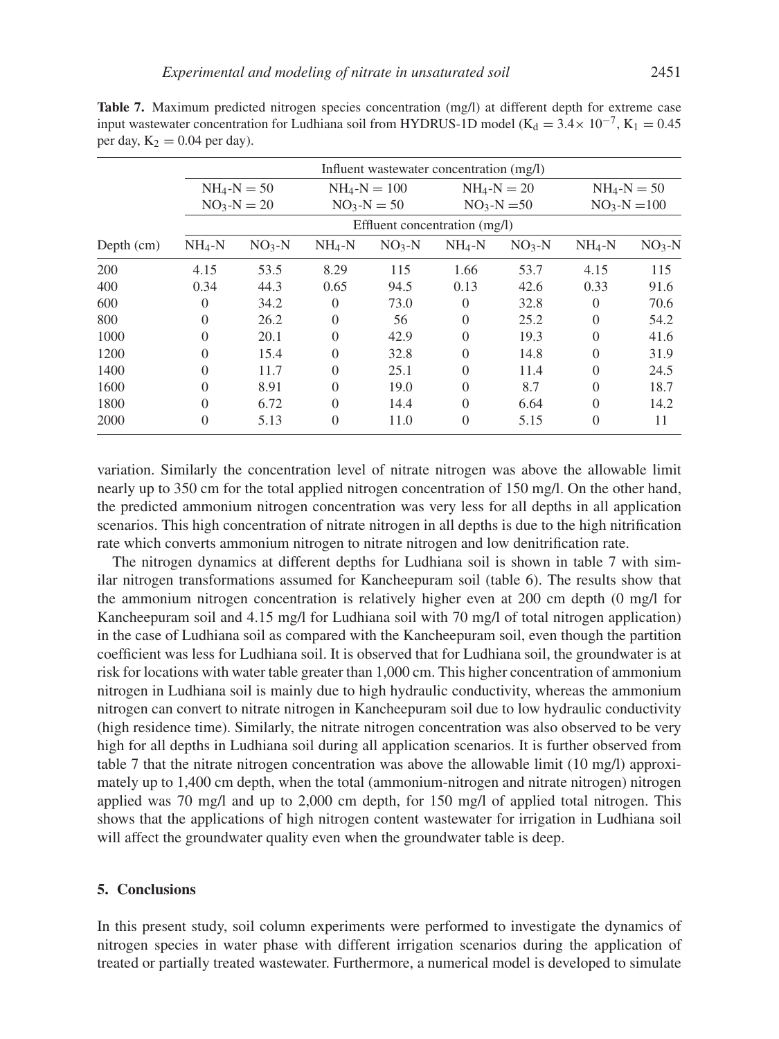**Table 7.** Maximum predicted nitrogen species concentration (mg/l) at different depth for extreme case input wastewater concentration for Ludhiana soil from HYDRUS-1D model ($K_d = 3.4 \times 10^{-7}$, $K_1 = 0.45$ per day, $K_2 = 0.04$ per day).

| | Influent wastewater concentration (mg/l) | | | | | | | |
|---|---|---|---|---|---|---|---|---|
| | $NH_4$-N = 50, $NO_3$-N = 20 | | $NH_4$-N = 100, $NO_3$-N = 50 | | $NH_4$-N = 20, $NO_3$-N = 50 | | $NH_4$-N = 50, $NO_3$-N = 100 | |
| | Effluent concentration (mg/l) | | | | | | | |
| Depth (cm) | $NH_4$-N | $NO_3$-N | $NH_4$-N | $NO_3$-N | $NH_4$-N | $NO_3$-N | $NH_4$-N | $NO_3$-N |
| 200 | 4.15 | 53.5 | 8.29 | 115 | 1.66 | 53.7 | 4.15 | 115 |
| 400 | 0.34 | 44.3 | 0.65 | 94.5 | 0.13 | 42.6 | 0.33 | 91.6 |
| 600 | 0 | 34.2 | 0 | 73.0 | 0 | 32.8 | 0 | 70.6 |
| 800 | 0 | 26.2 | 0 | 56 | 0 | 25.2 | 0 | 54.2 |
| 1000 | 0 | 20.1 | 0 | 42.9 | 0 | 19.3 | 0 | 41.6 |
| 1200 | 0 | 15.4 | 0 | 32.8 | 0 | 14.8 | 0 | 31.9 |
| 1400 | 0 | 11.7 | 0 | 25.1 | 0 | 11.4 | 0 | 24.5 |
| 1600 | 0 | 8.91 | 0 | 19.0 | 0 | 8.7 | 0 | 18.7 |
| 1800 | 0 | 6.72 | 0 | 14.4 | 0 | 6.64 | 0 | 14.2 |
| 2000 | 0 | 5.13 | 0 | 11.0 | 0 | 5.15 | 0 | 11 |

variation. Similarly the concentration level of nitrate nitrogen was above the allowable limit nearly up to 350 cm for the total applied nitrogen concentration of 150 mg/l. On the other hand, the predicted ammonium nitrogen concentration was very less for all depths in all application scenarios. This high concentration of nitrate nitrogen in all depths is due to the high nitrification rate which converts ammonium nitrogen to nitrate nitrogen and low denitrification rate.

The nitrogen dynamics at different depths for Ludhiana soil is shown in table 7 with similar nitrogen transformations assumed for Kancheepuram soil (table 6). The results show that the ammonium nitrogen concentration is relatively higher even at 200 cm depth (0 mg/l for Kancheepuram soil and 4.15 mg/l for Ludhiana soil with 70 mg/l of total nitrogen application) in the case of Ludhiana soil as compared with the Kancheepuram soil, even though the partition coefficient was less for Ludhiana soil. It is observed that for Ludhiana soil, the groundwater is at risk for locations with water table greater than 1,000 cm. This higher concentration of ammonium nitrogen in Ludhiana soil is mainly due to high hydraulic conductivity, whereas the ammonium nitrogen can convert to nitrate nitrogen in Kancheepuram soil due to low hydraulic conductivity (high residence time). Similarly, the nitrate nitrogen concentration was also observed to be very high for all depths in Ludhiana soil during all application scenarios. It is further observed from table 7 that the nitrate nitrogen concentration was above the allowable limit (10 mg/l) approximately up to 1,400 cm depth, when the total (ammonium-nitrogen and nitrate nitrogen) nitrogen applied was 70 mg/l and up to 2,000 cm depth, for 150 mg/l of applied total nitrogen. This shows that the applications of high nitrogen content wastewater for irrigation in Ludhiana soil will affect the groundwater quality even when the groundwater table is deep.

## 5. Conclusions

In this present study, soil column experiments were performed to investigate the dynamics of nitrogen species in water phase with different irrigation scenarios during the application of treated or partially treated wastewater. Furthermore, a numerical model is developed to simulate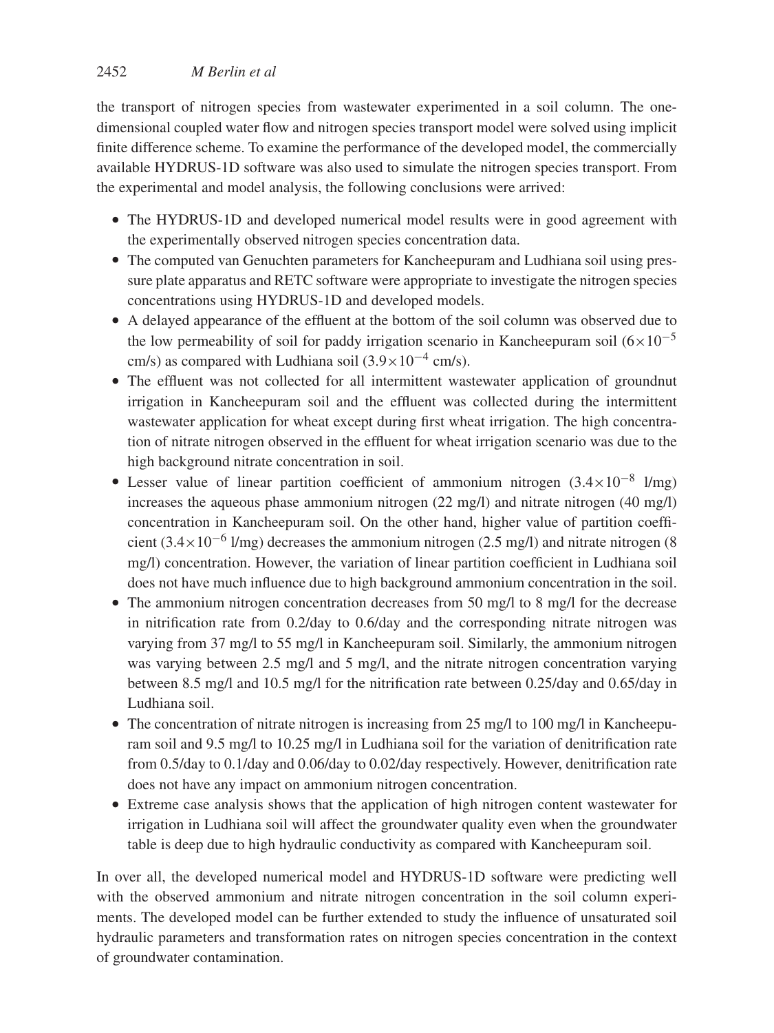the transport of nitrogen species from wastewater experimented in a soil column. The one-dimensional coupled water flow and nitrogen species transport model were solved using implicit finite difference scheme. To examine the performance of the developed model, the commercially available HYDRUS-1D software was also used to simulate the nitrogen species transport. From the experimental and model analysis, the following conclusions were arrived:

- The HYDRUS-1D and developed numerical model results were in good agreement with the experimentally observed nitrogen species concentration data.
- The computed van Genuchten parameters for Kancheepuram and Ludhiana soil using pressure plate apparatus and RETC software were appropriate to investigate the nitrogen species concentrations using HYDRUS-1D and developed models.
- A delayed appearance of the effluent at the bottom of the soil column was observed due to the low permeability of soil for paddy irrigation scenario in Kancheepuram soil ($6\times10^{-5}$ cm/s) as compared with Ludhiana soil ($3.9\times10^{-4}$ cm/s).
- The effluent was not collected for all intermittent wastewater application of groundnut irrigation in Kancheepuram soil and the effluent was collected during the intermittent wastewater application for wheat except during first wheat irrigation. The high concentration of nitrate nitrogen observed in the effluent for wheat irrigation scenario was due to the high background nitrate concentration in soil.
- Lesser value of linear partition coefficient of ammonium nitrogen ($3.4\times10^{-8}$ l/mg) increases the aqueous phase ammonium nitrogen (22 mg/l) and nitrate nitrogen (40 mg/l) concentration in Kancheepuram soil. On the other hand, higher value of partition coefficient ($3.4\times10^{-6}$ l/mg) decreases the ammonium nitrogen (2.5 mg/l) and nitrate nitrogen (8 mg/l) concentration. However, the variation of linear partition coefficient in Ludhiana soil does not have much influence due to high background ammonium concentration in the soil.
- The ammonium nitrogen concentration decreases from 50 mg/l to 8 mg/l for the decrease in nitrification rate from 0.2/day to 0.6/day and the corresponding nitrate nitrogen was varying from 37 mg/l to 55 mg/l in Kancheepuram soil. Similarly, the ammonium nitrogen was varying between 2.5 mg/l and 5 mg/l, and the nitrate nitrogen concentration varying between 8.5 mg/l and 10.5 mg/l for the nitrification rate between 0.25/day and 0.65/day in Ludhiana soil.
- The concentration of nitrate nitrogen is increasing from 25 mg/l to 100 mg/l in Kancheepuram soil and 9.5 mg/l to 10.25 mg/l in Ludhiana soil for the variation of denitrification rate from 0.5/day to 0.1/day and 0.06/day to 0.02/day respectively. However, denitrification rate does not have any impact on ammonium nitrogen concentration.
- Extreme case analysis shows that the application of high nitrogen content wastewater for irrigation in Ludhiana soil will affect the groundwater quality even when the groundwater table is deep due to high hydraulic conductivity as compared with Kancheepuram soil.

In over all, the developed numerical model and HYDRUS-1D software were predicting well with the observed ammonium and nitrate nitrogen concentration in the soil column experiments. The developed model can be further extended to study the influence of unsaturated soil hydraulic parameters and transformation rates on nitrogen species concentration in the context of groundwater contamination.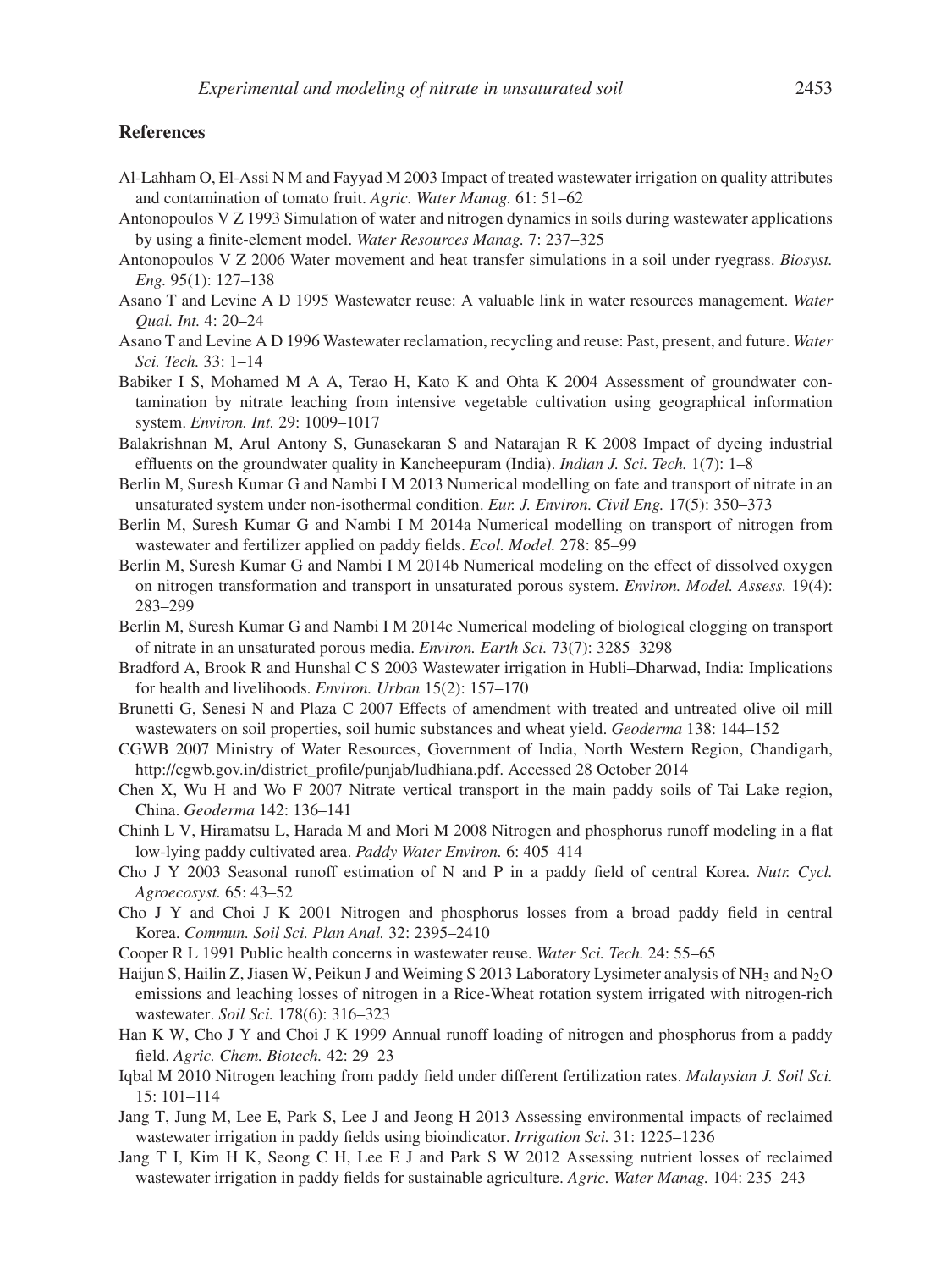## References

Al-Lahham O, El-Assi N M and Fayyad M 2003 Impact of treated wastewater irrigation on quality attributes and contamination of tomato fruit. *Agric. Water Manag.* 61: 51–62

Antonopoulos V Z 1993 Simulation of water and nitrogen dynamics in soils during wastewater applications by using a finite-element model. *Water Resources Manag.* 7: 237–325

Antonopoulos V Z 2006 Water movement and heat transfer simulations in a soil under ryegrass. *Biosyst. Eng.* 95(1): 127–138

Asano T and Levine A D 1995 Wastewater reuse: A valuable link in water resources management. *Water Qual. Int.* 4: 20–24

Asano T and Levine A D 1996 Wastewater reclamation, recycling and reuse: Past, present, and future. *Water Sci. Tech.* 33: 1–14

Babiker I S, Mohamed M A A, Terao H, Kato K and Ohta K 2004 Assessment of groundwater contamination by nitrate leaching from intensive vegetable cultivation using geographical information system. *Environ. Int.* 29: 1009–1017

Balakrishnan M, Arul Antony S, Gunasekaran S and Natarajan R K 2008 Impact of dyeing industrial effluents on the groundwater quality in Kancheepuram (India). *Indian J. Sci. Tech.* 1(7): 1–8

Berlin M, Suresh Kumar G and Nambi I M 2013 Numerical modelling on fate and transport of nitrate in an unsaturated system under non-isothermal condition. *Eur. J. Environ. Civil Eng.* 17(5): 350–373

Berlin M, Suresh Kumar G and Nambi I M 2014a Numerical modelling on transport of nitrogen from wastewater and fertilizer applied on paddy fields. *Ecol. Model.* 278: 85–99

Berlin M, Suresh Kumar G and Nambi I M 2014b Numerical modeling on the effect of dissolved oxygen on nitrogen transformation and transport in unsaturated porous system. *Environ. Model. Assess.* 19(4): 283–299

Berlin M, Suresh Kumar G and Nambi I M 2014c Numerical modeling of biological clogging on transport of nitrate in an unsaturated porous media. *Environ. Earth Sci.* 73(7): 3285–3298

Bradford A, Brook R and Hunshal C S 2003 Wastewater irrigation in Hubli–Dharwad, India: Implications for health and livelihoods. *Environ. Urban* 15(2): 157–170

Brunetti G, Senesi N and Plaza C 2007 Effects of amendment with treated and untreated olive oil mill wastewaters on soil properties, soil humic substances and wheat yield. *Geoderma* 138: 144–152

CGWB 2007 Ministry of Water Resources, Government of India, North Western Region, Chandigarh, http://cgwb.gov.in/district_profile/punjab/ludhiana.pdf. Accessed 28 October 2014

Chen X, Wu H and Wo F 2007 Nitrate vertical transport in the main paddy soils of Tai Lake region, China. *Geoderma* 142: 136–141

Chinh L V, Hiramatsu L, Harada M and Mori M 2008 Nitrogen and phosphorus runoff modeling in a flat low-lying paddy cultivated area. *Paddy Water Environ.* 6: 405–414

Cho J Y 2003 Seasonal runoff estimation of N and P in a paddy field of central Korea. *Nutr. Cycl. Agroecosyst.* 65: 43–52

Cho J Y and Choi J K 2001 Nitrogen and phosphorus losses from a broad paddy field in central Korea. *Commun. Soil Sci. Plan Anal.* 32: 2395–2410

Cooper R L 1991 Public health concerns in wastewater reuse. *Water Sci. Tech.* 24: 55–65

Haijun S, Hailin Z, Jiasen W, Peikun J and Weiming S 2013 Laboratory Lysimeter analysis of $NH_3$ and $N_2O$ emissions and leaching losses of nitrogen in a Rice-Wheat rotation system irrigated with nitrogen-rich wastewater. *Soil Sci.* 178(6): 316–323

Han K W, Cho J Y and Choi J K 1999 Annual runoff loading of nitrogen and phosphorus from a paddy field. *Agric. Chem. Biotech.* 42: 29–23

Iqbal M 2010 Nitrogen leaching from paddy field under different fertilization rates. *Malaysian J. Soil Sci.* 15: 101–114

Jang T, Jung M, Lee E, Park S, Lee J and Jeong H 2013 Assessing environmental impacts of reclaimed wastewater irrigation in paddy fields using bioindicator. *Irrigation Sci.* 31: 1225–1236

Jang T I, Kim H K, Seong C H, Lee E J and Park S W 2012 Assessing nutrient losses of reclaimed wastewater irrigation in paddy fields for sustainable agriculture. *Agric. Water Manag.* 104: 235–243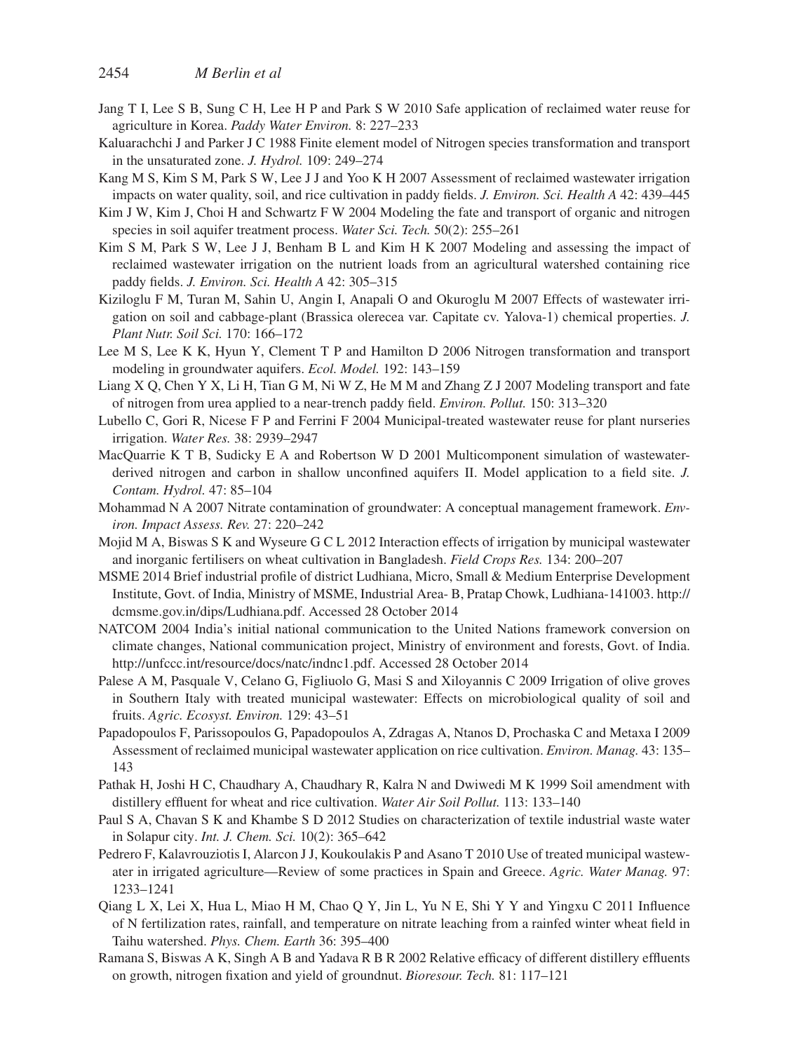Jang T I, Lee S B, Sung C H, Lee H P and Park S W 2010 Safe application of reclaimed water reuse for agriculture in Korea. *Paddy Water Environ.* 8: 227–233

Kaluarachchi J and Parker J C 1988 Finite element model of Nitrogen species transformation and transport in the unsaturated zone. *J. Hydrol.* 109: 249–274

Kang M S, Kim S M, Park S W, Lee J J and Yoo K H 2007 Assessment of reclaimed wastewater irrigation impacts on water quality, soil, and rice cultivation in paddy fields. *J. Environ. Sci. Health A* 42: 439–445

Kim J W, Kim J, Choi H and Schwartz F W 2004 Modeling the fate and transport of organic and nitrogen species in soil aquifer treatment process. *Water Sci. Tech.* 50(2): 255–261

Kim S M, Park S W, Lee J J, Benham B L and Kim H K 2007 Modeling and assessing the impact of reclaimed wastewater irrigation on the nutrient loads from an agricultural watershed containing rice paddy fields. *J. Environ. Sci. Health A* 42: 305–315

Kiziloglu F M, Turan M, Sahin U, Angin I, Anapali O and Okuroglu M 2007 Effects of wastewater irrigation on soil and cabbage-plant (Brassica olerecea var. Capitate cv. Yalova-1) chemical properties. *J. Plant Nutr. Soil Sci.* 170: 166–172

Lee M S, Lee K K, Hyun Y, Clement T P and Hamilton D 2006 Nitrogen transformation and transport modeling in groundwater aquifers. *Ecol. Model.* 192: 143–159

Liang X Q, Chen Y X, Li H, Tian G M, Ni W Z, He M M and Zhang Z J 2007 Modeling transport and fate of nitrogen from urea applied to a near-trench paddy field. *Environ. Pollut.* 150: 313–320

Lubello C, Gori R, Nicese F P and Ferrini F 2004 Municipal-treated wastewater reuse for plant nurseries irrigation. *Water Res.* 38: 2939–2947

MacQuarrie K T B, Sudicky E A and Robertson W D 2001 Multicomponent simulation of wastewater-derived nitrogen and carbon in shallow unconfined aquifers II. Model application to a field site. *J. Contam. Hydrol.* 47: 85–104

Mohammad N A 2007 Nitrate contamination of groundwater: A conceptual management framework. *Environ. Impact Assess. Rev.* 27: 220–242

Mojid M A, Biswas S K and Wyseure G C L 2012 Interaction effects of irrigation by municipal wastewater and inorganic fertilisers on wheat cultivation in Bangladesh. *Field Crops Res.* 134: 200–207

MSME 2014 Brief industrial profile of district Ludhiana, Micro, Small & Medium Enterprise Development Institute, Govt. of India, Ministry of MSME, Industrial Area- B, Pratap Chowk, Ludhiana-141003. http://dcmsme.gov.in/dips/Ludhiana.pdf. Accessed 28 October 2014

NATCOM 2004 India's initial national communication to the United Nations framework conversion on climate changes, National communication project, Ministry of environment and forests, Govt. of India. http://unfccc.int/resource/docs/natc/indnc1.pdf. Accessed 28 October 2014

Palese A M, Pasquale V, Celano G, Figliuolo G, Masi S and Xiloyannis C 2009 Irrigation of olive groves in Southern Italy with treated municipal wastewater: Effects on microbiological quality of soil and fruits. *Agric. Ecosyst. Environ.* 129: 43–51

Papadopoulos F, Parissopoulos G, Papadopoulos A, Zdragas A, Ntanos D, Prochaska C and Metaxa I 2009 Assessment of reclaimed municipal wastewater application on rice cultivation. *Environ. Manag.* 43: 135–143

Pathak H, Joshi H C, Chaudhary A, Chaudhary R, Kalra N and Dwiwedi M K 1999 Soil amendment with distillery effluent for wheat and rice cultivation. *Water Air Soil Pollut.* 113: 133–140

Paul S A, Chavan S K and Khambe S D 2012 Studies on characterization of textile industrial waste water in Solapur city. *Int. J. Chem. Sci.* 10(2): 365–642

Pedrero F, Kalavrouziotis I, Alarcon J J, Koukoulakis P and Asano T 2010 Use of treated municipal wastewater in irrigated agriculture—Review of some practices in Spain and Greece. *Agric. Water Manag.* 97: 1233–1241

Qiang L X, Lei X, Hua L, Miao H M, Chao Q Y, Jin L, Yu N E, Shi Y Y and Yingxu C 2011 Influence of N fertilization rates, rainfall, and temperature on nitrate leaching from a rainfed winter wheat field in Taihu watershed. *Phys. Chem. Earth* 36: 395–400

Ramana S, Biswas A K, Singh A B and Yadava R B R 2002 Relative efficacy of different distillery effluents on growth, nitrogen fixation and yield of groundnut. *Bioresour. Tech.* 81: 117–121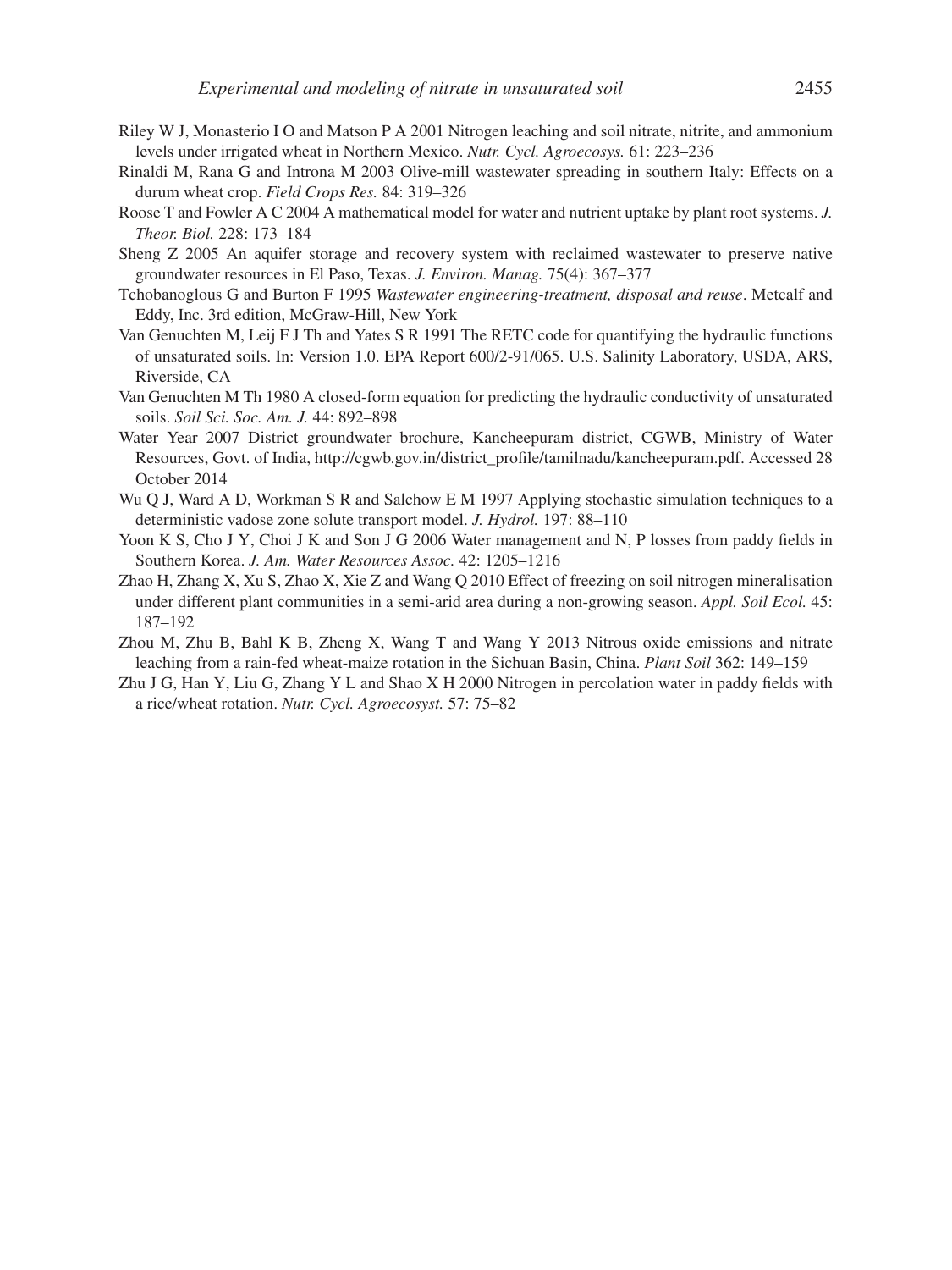Riley W J, Monasterio I O and Matson P A 2001 Nitrogen leaching and soil nitrate, nitrite, and ammonium levels under irrigated wheat in Northern Mexico. *Nutr. Cycl. Agroecosys.* 61: 223–236

Rinaldi M, Rana G and Introna M 2003 Olive-mill wastewater spreading in southern Italy: Effects on a durum wheat crop. *Field Crops Res.* 84: 319–326

Roose T and Fowler A C 2004 A mathematical model for water and nutrient uptake by plant root systems. *J. Theor. Biol.* 228: 173–184

Sheng Z 2005 An aquifer storage and recovery system with reclaimed wastewater to preserve native groundwater resources in El Paso, Texas. *J. Environ. Manag.* 75(4): 367–377

Tchobanoglous G and Burton F 1995 *Wastewater engineering-treatment, disposal and reuse*. Metcalf and Eddy, Inc. 3rd edition, McGraw-Hill, New York

Van Genuchten M, Leij F J Th and Yates S R 1991 The RETC code for quantifying the hydraulic functions of unsaturated soils. In: Version 1.0. EPA Report 600/2-91/065. U.S. Salinity Laboratory, USDA, ARS, Riverside, CA

Van Genuchten M Th 1980 A closed-form equation for predicting the hydraulic conductivity of unsaturated soils. *Soil Sci. Soc. Am. J.* 44: 892–898

Water Year 2007 District groundwater brochure, Kancheepuram district, CGWB, Ministry of Water Resources, Govt. of India, http://cgwb.gov.in/district_profile/tamilnadu/kancheepuram.pdf. Accessed 28 October 2014

Wu Q J, Ward A D, Workman S R and Salchow E M 1997 Applying stochastic simulation techniques to a deterministic vadose zone solute transport model. *J. Hydrol.* 197: 88–110

Yoon K S, Cho J Y, Choi J K and Son J G 2006 Water management and N, P losses from paddy fields in Southern Korea. *J. Am. Water Resources Assoc.* 42: 1205–1216

Zhao H, Zhang X, Xu S, Zhao X, Xie Z and Wang Q 2010 Effect of freezing on soil nitrogen mineralisation under different plant communities in a semi-arid area during a non-growing season. *Appl. Soil Ecol.* 45: 187–192

Zhou M, Zhu B, Bahl K B, Zheng X, Wang T and Wang Y 2013 Nitrous oxide emissions and nitrate leaching from a rain-fed wheat-maize rotation in the Sichuan Basin, China. *Plant Soil* 362: 149–159

Zhu J G, Han Y, Liu G, Zhang Y L and Shao X H 2000 Nitrogen in percolation water in paddy fields with a rice/wheat rotation. *Nutr. Cycl. Agroecosyst.* 57: 75–82